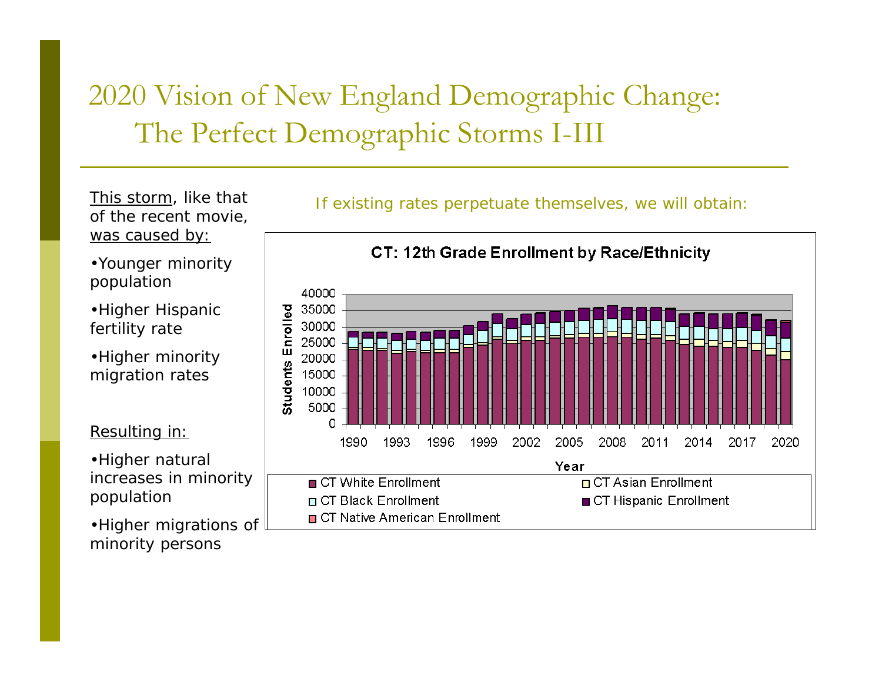# 2020 Vision of New England Demographic Change: The Perfect Demographic Storms I-III

This storm, like that of the recent movie, was caused by:

- Younger minority population
- Higher Hispanic fertility rate
- Higher minority migration rates

Resulting in:

- Higher natural increases in minority population
- Higher migrations of minority persons

If existing rates perpetuate themselves, we will obtain:

**CT: 12th Grade Enrollment by Race/Ethnicity**

Students Enrolled (0–40000) by Year (1990–2020)

Legend: CT White Enrollment, CT Asian Enrollment, CT Black Enrollment, CT Hispanic Enrollment, CT Native American Enrollment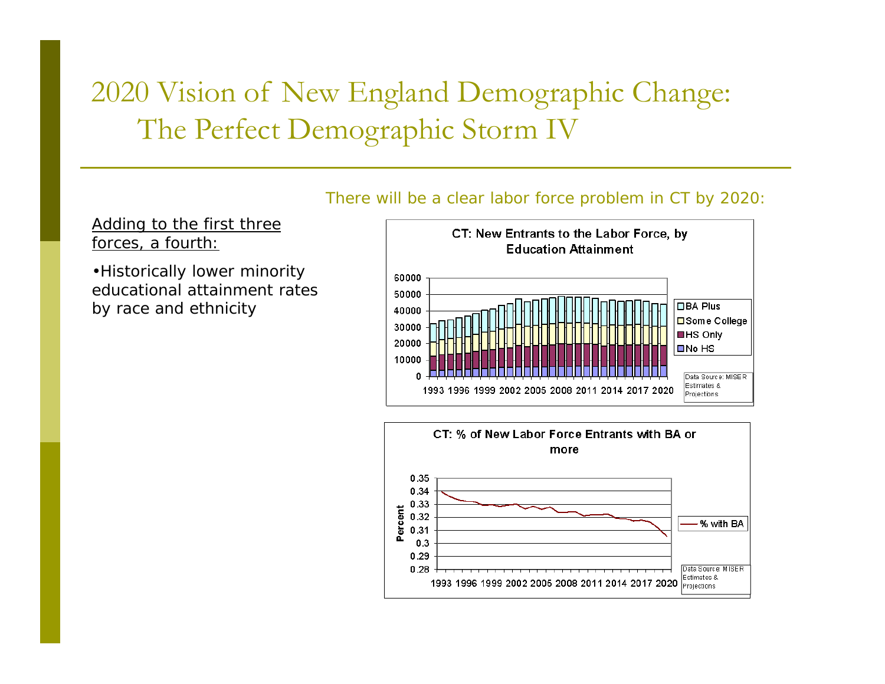# 2020 Vision of New England Demographic Change: The Perfect Demographic Storm IV

There will be a clear labor force problem in CT by 2020:

Adding to the first three forces, a fourth:

- Historically lower minority educational attainment rates by race and ethnicity

**CT: New Entrants to the Labor Force, by Education Attainment**

Legend: BA Plus, Some College, HS Only, No HS

Data Source: MISER Estimates & Projections

**CT: % of New Labor Force Entrants with BA or more**

Legend: % with BA

Data Source: MISER Estimates & Projections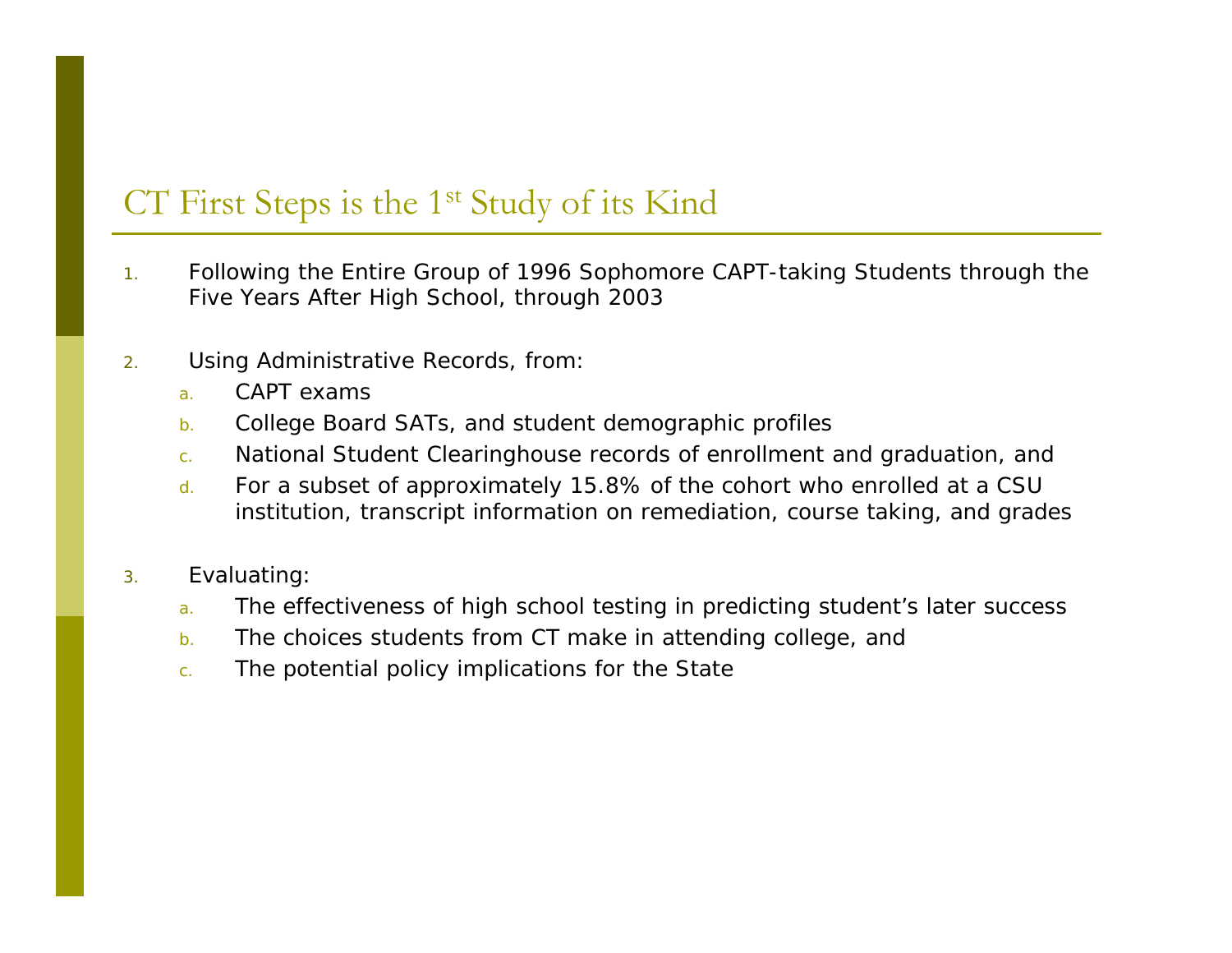## CT First Steps is the 1st Study of its Kind

1. Following the Entire Group of 1996 Sophomore CAPT-taking Students through the Five Years After High School, through 2003

2. Using Administrative Records, from:
   a. CAPT exams
   b. College Board SATs, and student demographic profiles
   c. National Student Clearinghouse records of enrollment and graduation, and
   d. For a subset of approximately 15.8% of the cohort who enrolled at a CSU institution, transcript information on remediation, course taking, and grades

3. Evaluating:
   a. The effectiveness of high school testing in predicting student's later success
   b. The choices students from CT make in attending college, and
   c. The potential policy implications for the State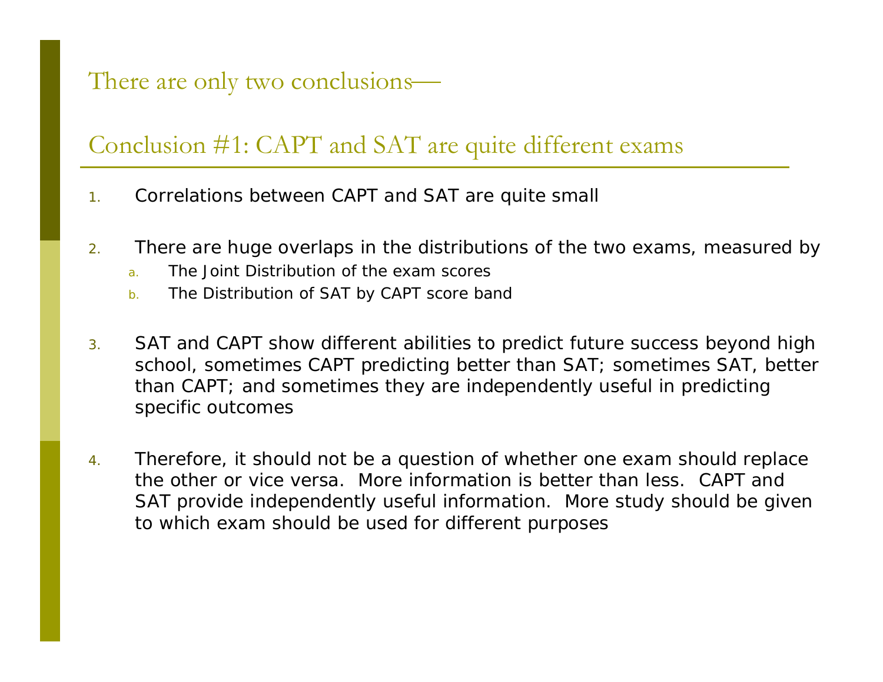## There are only two conclusions—

## Conclusion #1: CAPT and SAT are quite different exams

1. Correlations between CAPT and SAT are quite small

2. There are huge overlaps in the distributions of the two exams, measured by
   a. The Joint Distribution of the exam scores
   b. The Distribution of SAT by CAPT score band

3. SAT and CAPT show different abilities to predict future success beyond high school, sometimes CAPT predicting better than SAT; sometimes SAT, better than CAPT; and sometimes they are independently useful in predicting specific outcomes

4. Therefore, it should not be a question of whether one exam should replace the other or vice versa. More information is better than less. CAPT and SAT provide independently useful information. More study should be given to which exam should be used for different purposes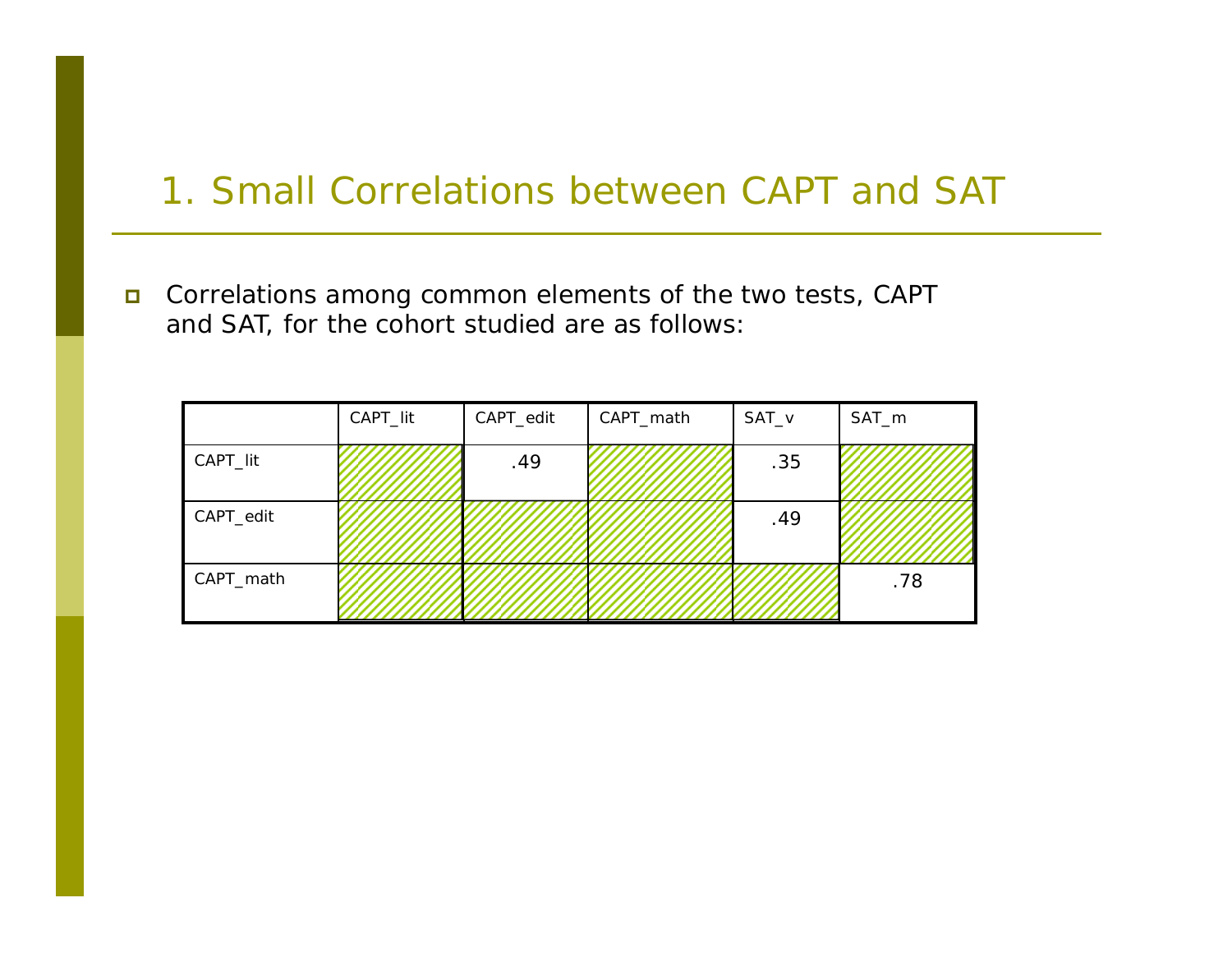# 1. Small Correlations between CAPT and SAT

- Correlations among common elements of the two tests, CAPT and SAT, for the cohort studied are as follows:

| | CAPT_lit | CAPT_edit | CAPT_math | SAT_v | SAT_m |
|---|---|---|---|---|---|
| CAPT_lit | | .49 | | .35 | |
| CAPT_edit | | | | .49 | |
| CAPT_math | | | | | .78 |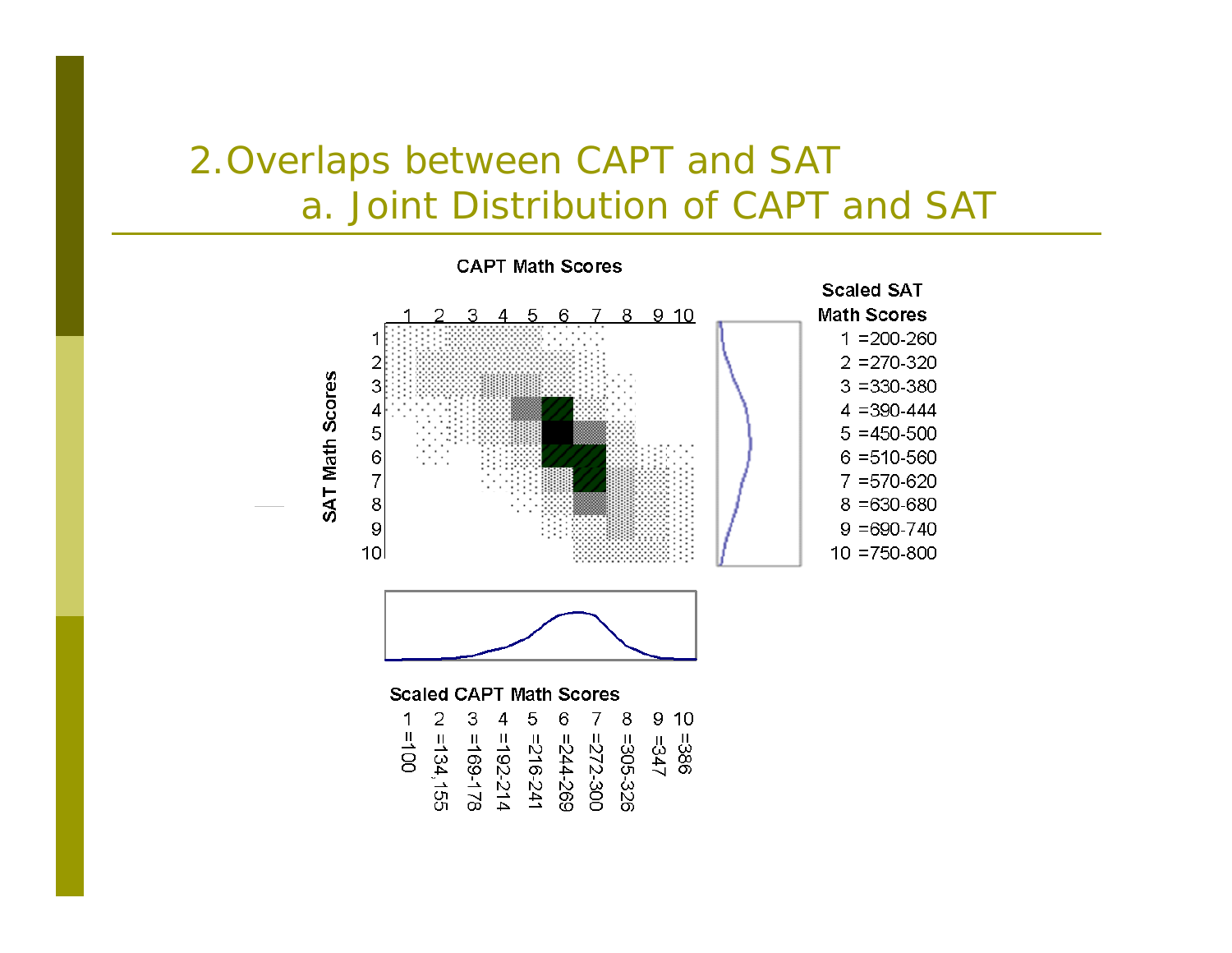# 2. Overlaps between CAPT and SAT

## a. Joint Distribution of CAPT and SAT

CAPT Math Scores

SAT Math Scores

Scaled SAT Math Scores

1 =200-260
2 =270-320
3 =330-380
4 =390-444
5 =450-500
6 =510-560
7 =570-620
8 =630-680
9 =690-740
10 =750-800

Scaled CAPT Math Scores

1 =100
2 =134,155
3 =169-178
4 =192-214
5 =216-241
6 =244-269
7 =272-300
8 =305-326
9 =347
10 =386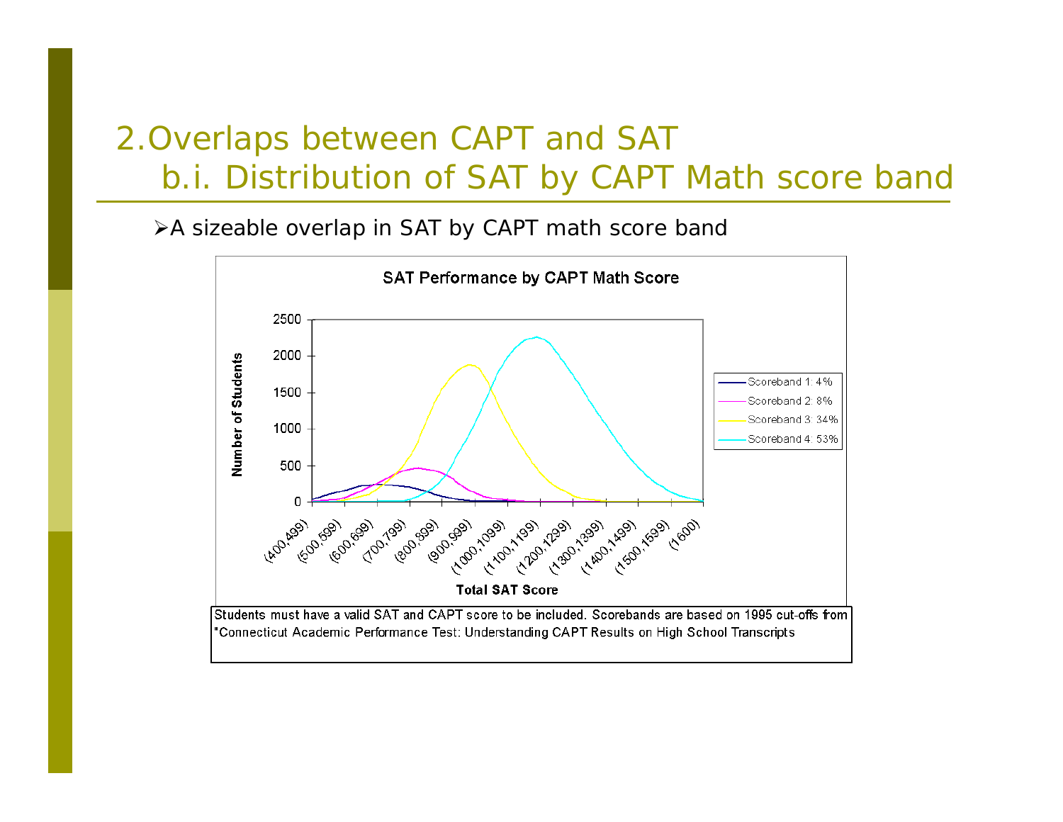# 2. Overlaps between CAPT and SAT

## b.i. Distribution of SAT by CAPT Math score band

- A sizeable overlap in SAT by CAPT math score band

**SAT Performance by CAPT Math Score**

Y-axis: Number of Students (0, 500, 1000, 1500, 2000, 2500)

X-axis: Total SAT Score — (400,499), (500,599), (600,699), (700,799), (800,899), (900,999), (1000,1099), (1100,1199), (1200,1299), (1300,1399), (1400,1499), (1500,1599), (1600)

Legend:
- Scoreband 1: 4%
- Scoreband 2: 8%
- Scoreband 3: 34%
- Scoreband 4: 53%

Students must have a valid SAT and CAPT score to be included. Scorebands are based on 1995 cut-offs from "Connecticut Academic Performance Test: Understanding CAPT Results on High School Transcripts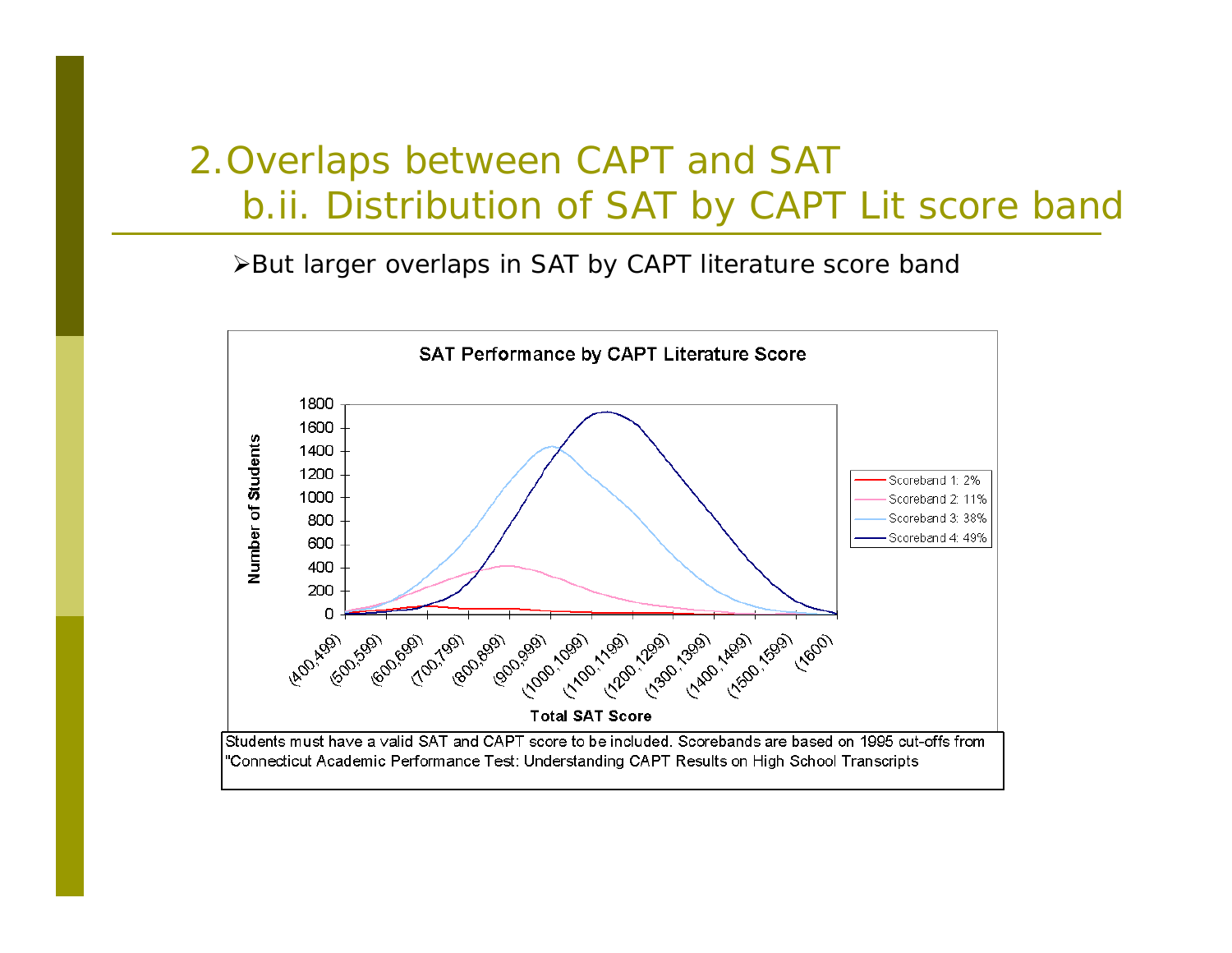# 2. Overlaps between CAPT and SAT
## b.ii. Distribution of SAT by CAPT Lit score band

- But larger overlaps in SAT by CAPT literature score band

**SAT Performance by CAPT Literature Score**

Number of Students (0–1800) by Total SAT Score: (400,499), (500,599), (600,699), (700,799), (800,899), (900,999), (1000,1099), (1100,1199), (1200,1299), (1300,1399), (1400,1499), (1500,1599), (1600)

Legend: Scoreband 1: 2%; Scoreband 2: 11%; Scoreband 3: 38%; Scoreband 4: 49%

Students must have a valid SAT and CAPT score to be included. Scorebands are based on 1995 cut-offs from "Connecticut Academic Performance Test: Understanding CAPT Results on High School Transcripts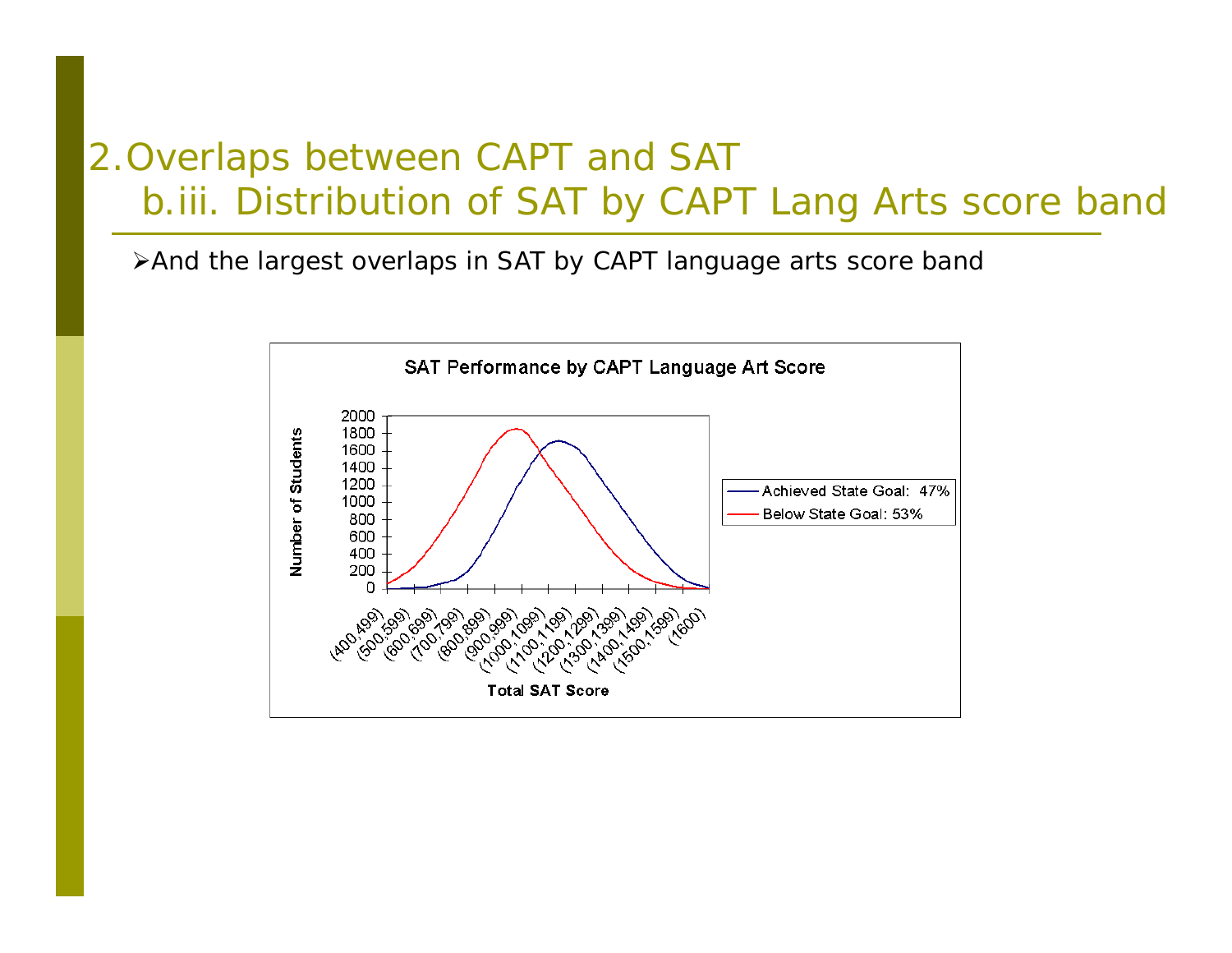## 2. Overlaps between CAPT and SAT

### b.iii. Distribution of SAT by CAPT Lang Arts score band

- And the largest overlaps in SAT by CAPT language arts score band

SAT Performance by CAPT Language Art Score

Number of Students: 0, 200, 400, 600, 800, 1000, 1200, 1400, 1600, 1800, 2000

Total SAT Score: (400,499), (500,599), (600,699), (700,799), (800,899), (900,999), (1000,1099), (1100,1199), (1200,1299), (1300,1399), (1400,1499), (1500,1599), (1600)

Achieved State Goal: 47%

Below State Goal: 53%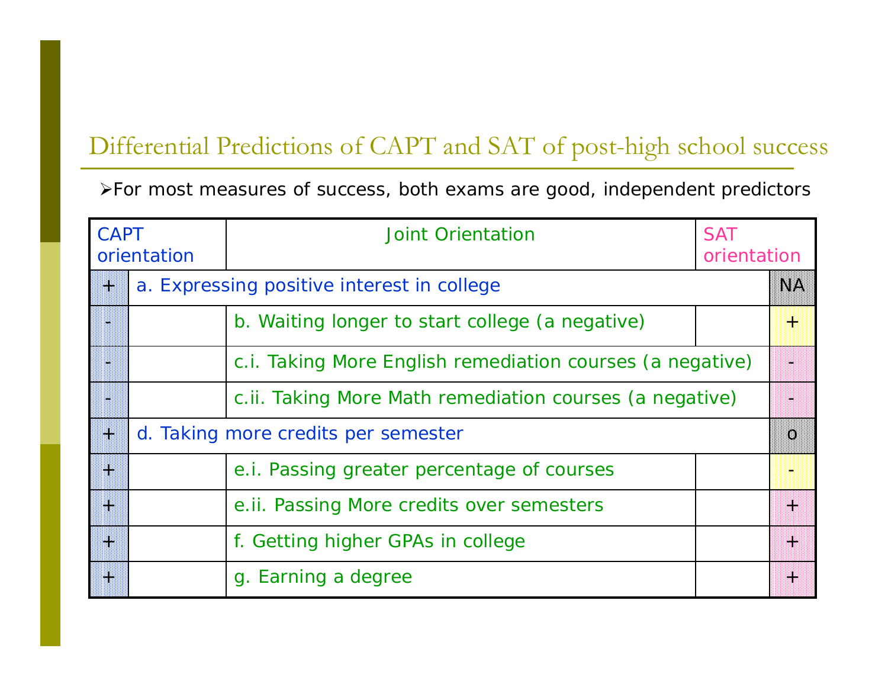## Differential Predictions of CAPT and SAT of post-high school success

- For most measures of success, both exams are good, independent predictors

| CAPT orientation | Joint Orientation | SAT orientation |
|---|---|---|
| + | a. Expressing positive interest in college | NA |
| - | b. Waiting longer to start college (a negative) | + |
| - | c.i. Taking More English remediation courses (a negative) | - |
| - | c.ii. Taking More Math remediation courses (a negative) | - |
| + | d. Taking more credits per semester | o |
| + | e.i. Passing greater percentage of courses | - |
| + | e.ii. Passing More credits over semesters | + |
| + | f. Getting higher GPAs in college | + |
| + | g. Earning a degree | + |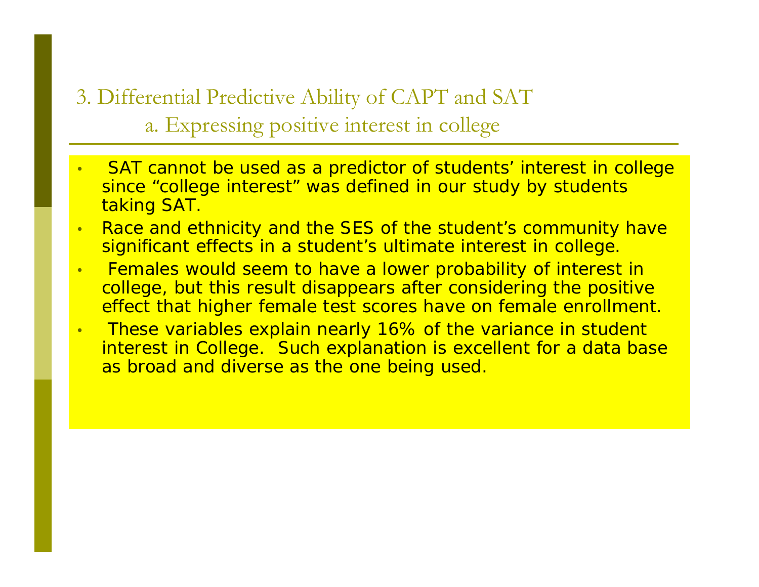## 3. Differential Predictive Ability of CAPT and SAT

### a. Expressing positive interest in college

- SAT cannot be used as a predictor of students' interest in college since "college interest" was defined in our study by students taking SAT.
- Race and ethnicity and the SES of the student's community have significant effects in a student's ultimate interest in college.
- Females would seem to have a lower probability of interest in college, but this result disappears after considering the positive effect that higher female test scores have on female enrollment.
- These variables explain nearly 16% of the variance in student interest in College. Such explanation is excellent for a data base as broad and diverse as the one being used.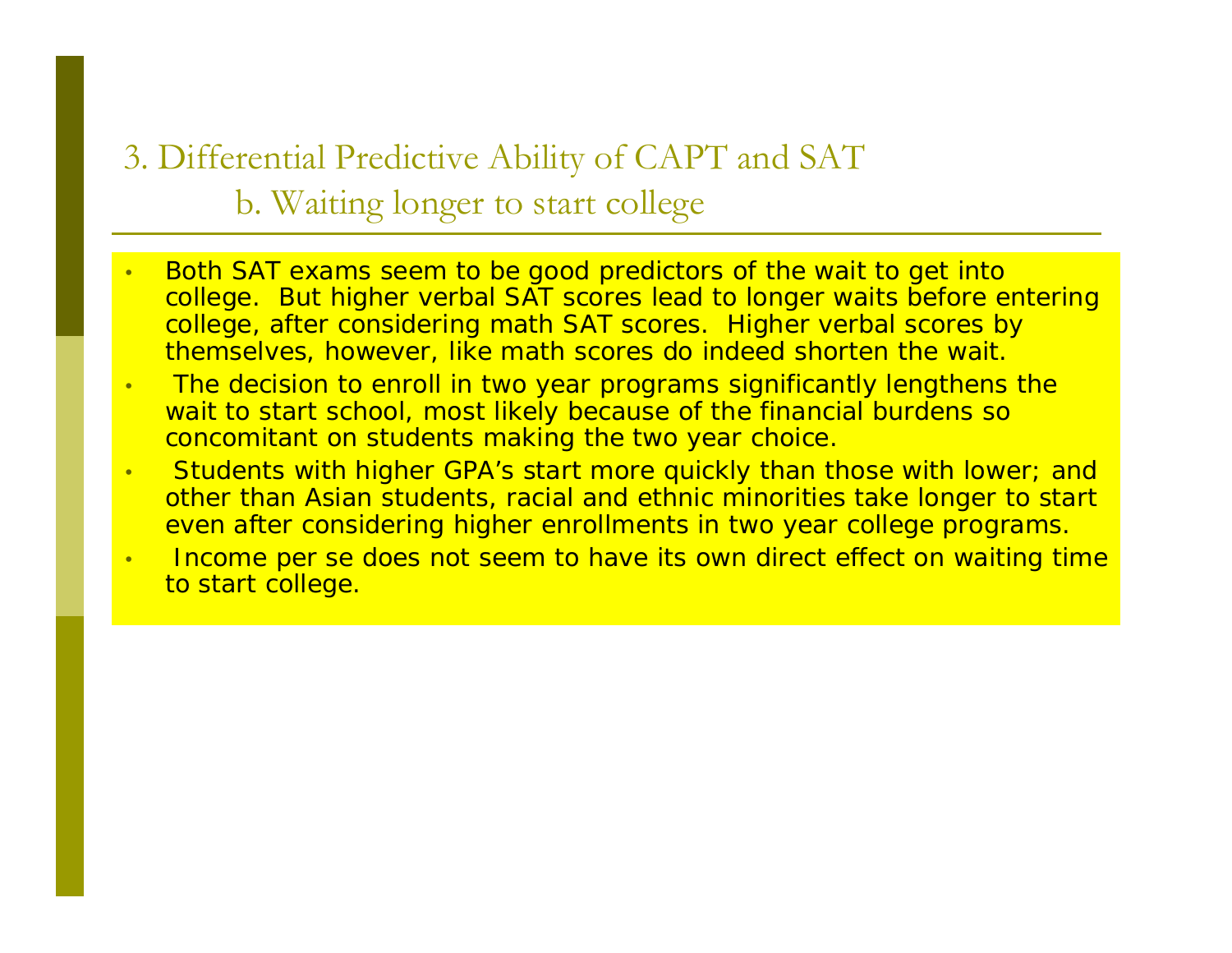# 3. Differential Predictive Ability of CAPT and SAT

## b. Waiting longer to start college

- Both SAT exams seem to be good predictors of the wait to get into college. But higher verbal SAT scores lead to longer waits before entering college, after considering math SAT scores. Higher verbal scores by themselves, however, like math scores do indeed shorten the wait.
- The decision to enroll in two year programs significantly lengthens the wait to start school, most likely because of the financial burdens so concomitant on students making the two year choice.
- Students with higher GPA's start more quickly than those with lower; and other than Asian students, racial and ethnic minorities take longer to start even after considering higher enrollments in two year college programs.
- Income per se does not seem to have its own direct effect on waiting time to start college.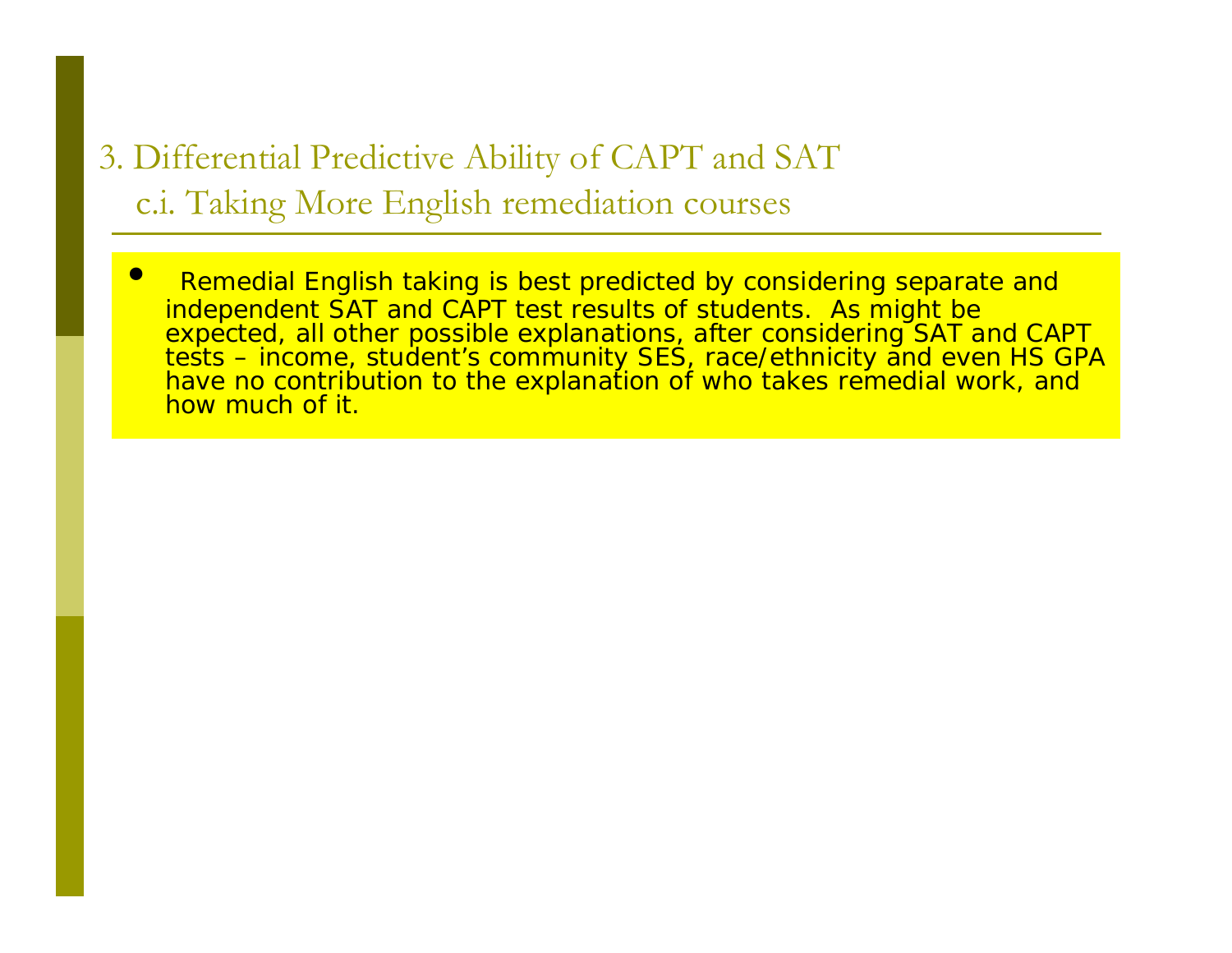## 3. Differential Predictive Ability of CAPT and SAT

### c.i. Taking More English remediation courses

- Remedial English taking is best predicted by considering separate and independent SAT and CAPT test results of students. As might be expected, all other possible explanations, after considering SAT and CAPT tests – income, student's community SES, race/ethnicity and even HS GPA have no contribution to the explanation of who takes remedial work, and how much of it.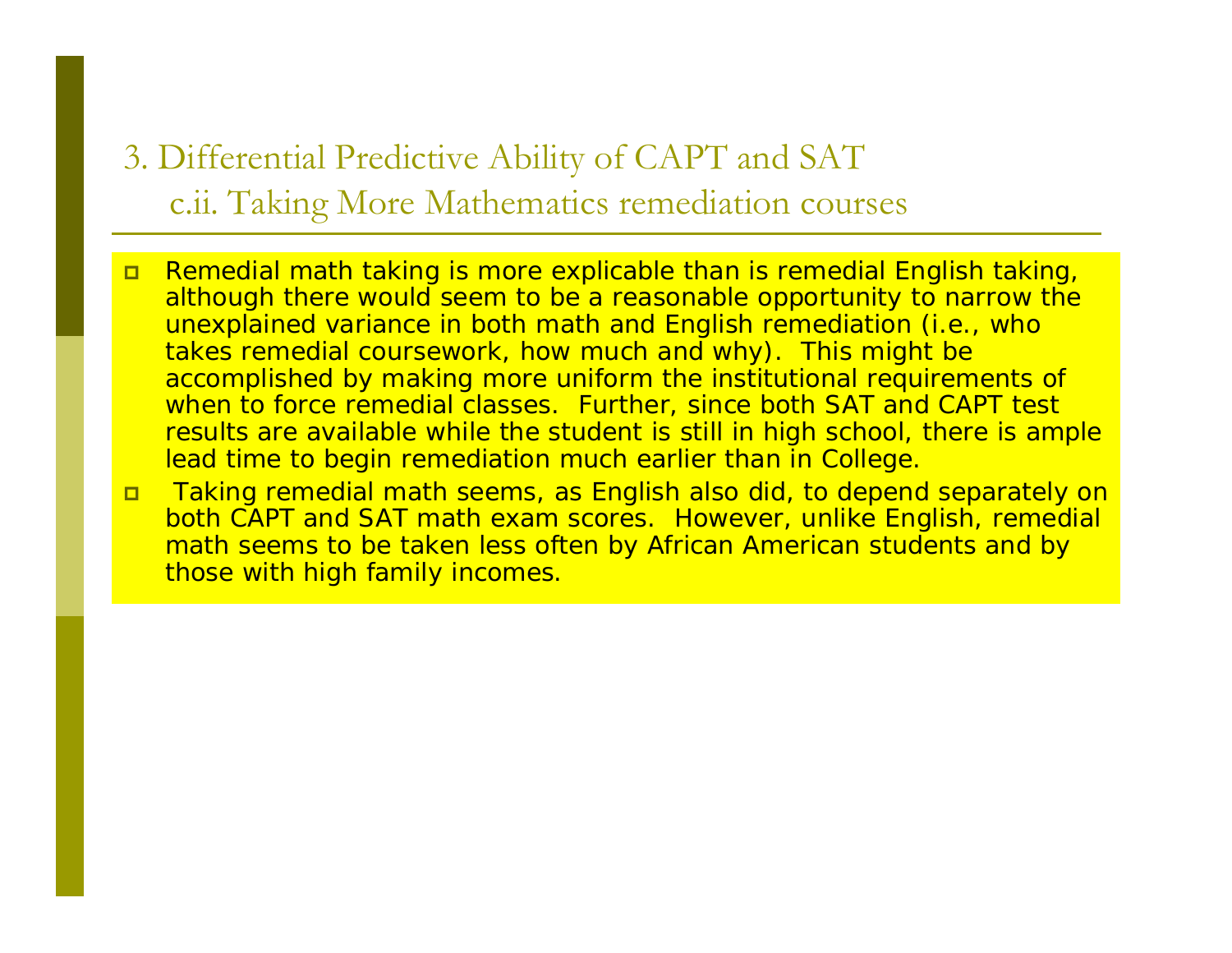## 3. Differential Predictive Ability of CAPT and SAT

### c.ii. Taking More Mathematics remediation courses

- Remedial math taking is more explicable than is remedial English taking, although there would seem to be a reasonable opportunity to narrow the unexplained variance in both math and English remediation (i.e., who takes remedial coursework, how much and why). This might be accomplished by making more uniform the institutional requirements of when to force remedial classes. Further, since both SAT and CAPT test results are available while the student is still in high school, there is ample lead time to begin remediation much earlier than in College.
- Taking remedial math seems, as English also did, to depend separately on both CAPT and SAT math exam scores. However, unlike English, remedial math seems to be taken less often by African American students and by those with high family incomes.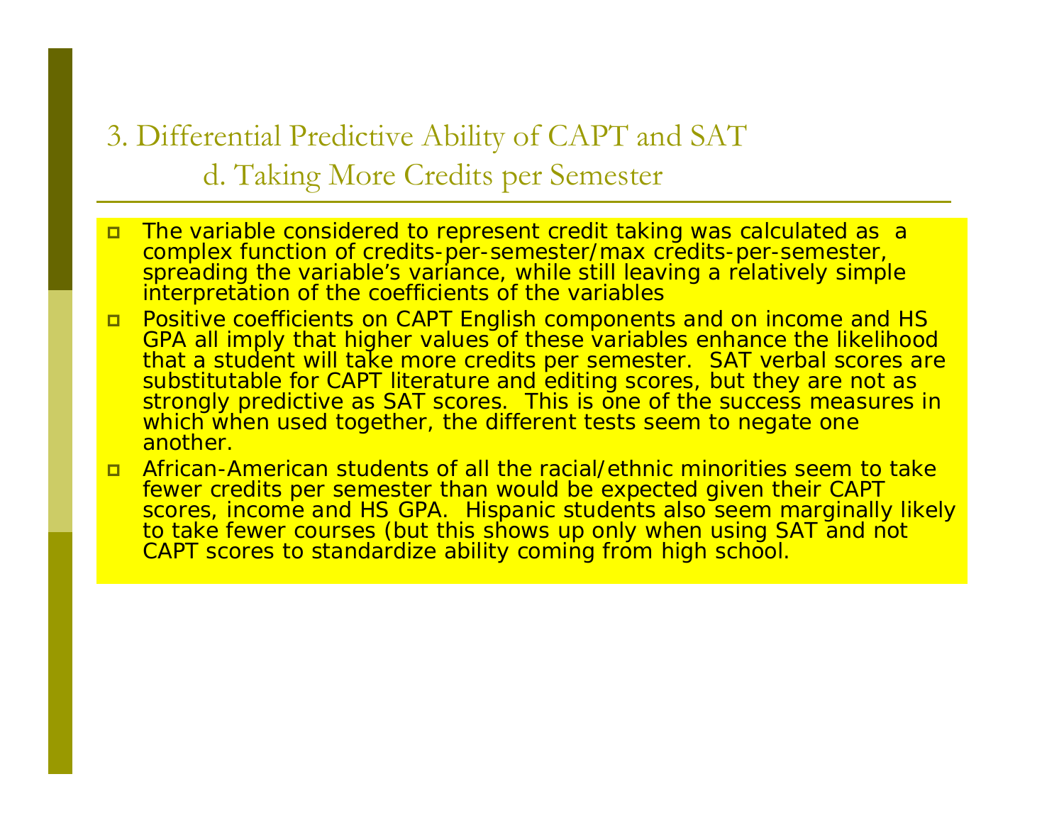## 3. Differential Predictive Ability of CAPT and SAT

### d. Taking More Credits per Semester

- The variable considered to represent credit taking was calculated as a complex function of credits-per-semester/max credits-per-semester, spreading the variable's variance, while still leaving a relatively simple interpretation of the coefficients of the variables
- Positive coefficients on CAPT English components and on income and HS GPA all imply that higher values of these variables enhance the likelihood that a student will take more credits per semester. SAT verbal scores are substitutable for CAPT literature and editing scores, but they are not as strongly predictive as SAT scores. This is one of the success measures in which when used together, the different tests seem to negate one another.
- African-American students of all the racial/ethnic minorities seem to take fewer credits per semester than would be expected given their CAPT scores, income and HS GPA. Hispanic students also seem marginally likely to take fewer courses (but this shows up only when using SAT and not CAPT scores to standardize ability coming from high school.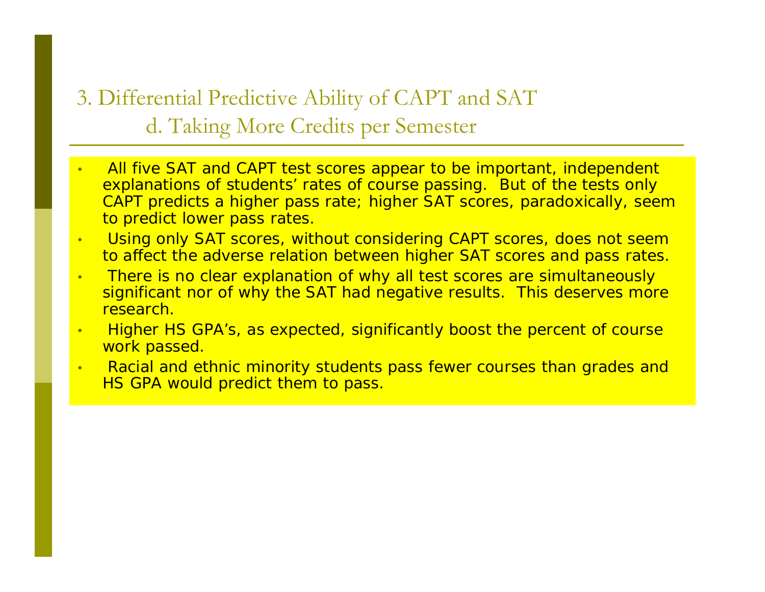## 3. Differential Predictive Ability of CAPT and SAT

### d. Taking More Credits per Semester

- All five SAT and CAPT test scores appear to be important, independent explanations of students' rates of course passing. But of the tests only CAPT predicts a higher pass rate; higher SAT scores, paradoxically, seem to predict lower pass rates.
- Using only SAT scores, without considering CAPT scores, does not seem to affect the adverse relation between higher SAT scores and pass rates.
- There is no clear explanation of why all test scores are simultaneously significant nor of why the SAT had negative results. This deserves more research.
- Higher HS GPA's, as expected, significantly boost the percent of course work passed.
- Racial and ethnic minority students pass fewer courses than grades and HS GPA would predict them to pass.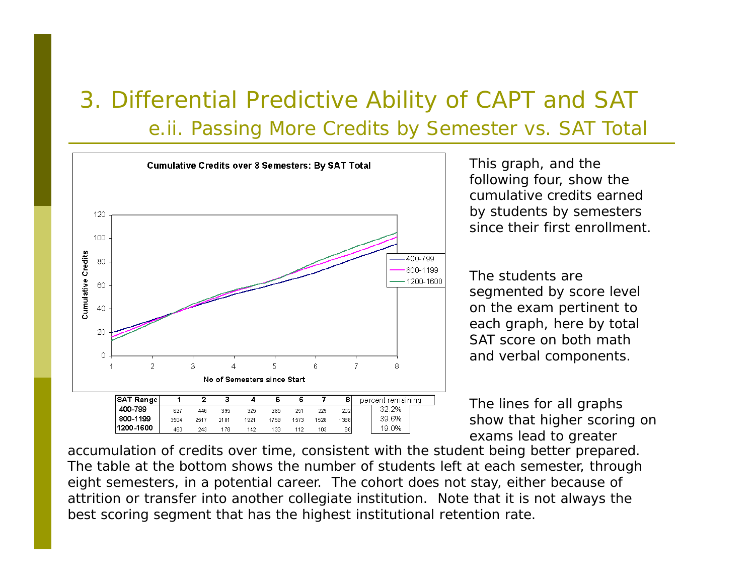# 3. Differential Predictive Ability of CAPT and SAT

## e.ii. Passing More Credits by Semester vs. SAT Total

**Cumulative Credits over 8 Semesters: By SAT Total**

| SAT Range | 1 | 2 | 3 | 4 | 5 | 6 | 7 | 8 | percent remaining |
|---|---|---|---|---|---|---|---|---|---|
| 400-799 | 627 | 446 | 395 | 325 | 285 | 251 | 229 | 202 | 32.2% |
| 800-1199 | 3504 | 2517 | 2181 | 1921 | 1759 | 1573 | 1528 | 1388 | 39.6% |
| 1200-1600 | 463 | 243 | 178 | 142 | 133 | 112 | 103 | 88 | 19.0% |

This graph, and the following four, show the cumulative credits earned by students by semesters since their first enrollment.

The students are segmented by score level on the exam pertinent to each graph, here by total SAT score on both math and verbal components.

The lines for all graphs show that higher scoring on exams lead to greater accumulation of credits over time, consistent with the student being better prepared. The table at the bottom shows the number of students left at each semester, through eight semesters, in a potential career. The cohort does not stay, either because of attrition or transfer into another collegiate institution. Note that it is not always the best scoring segment that has the highest institutional retention rate.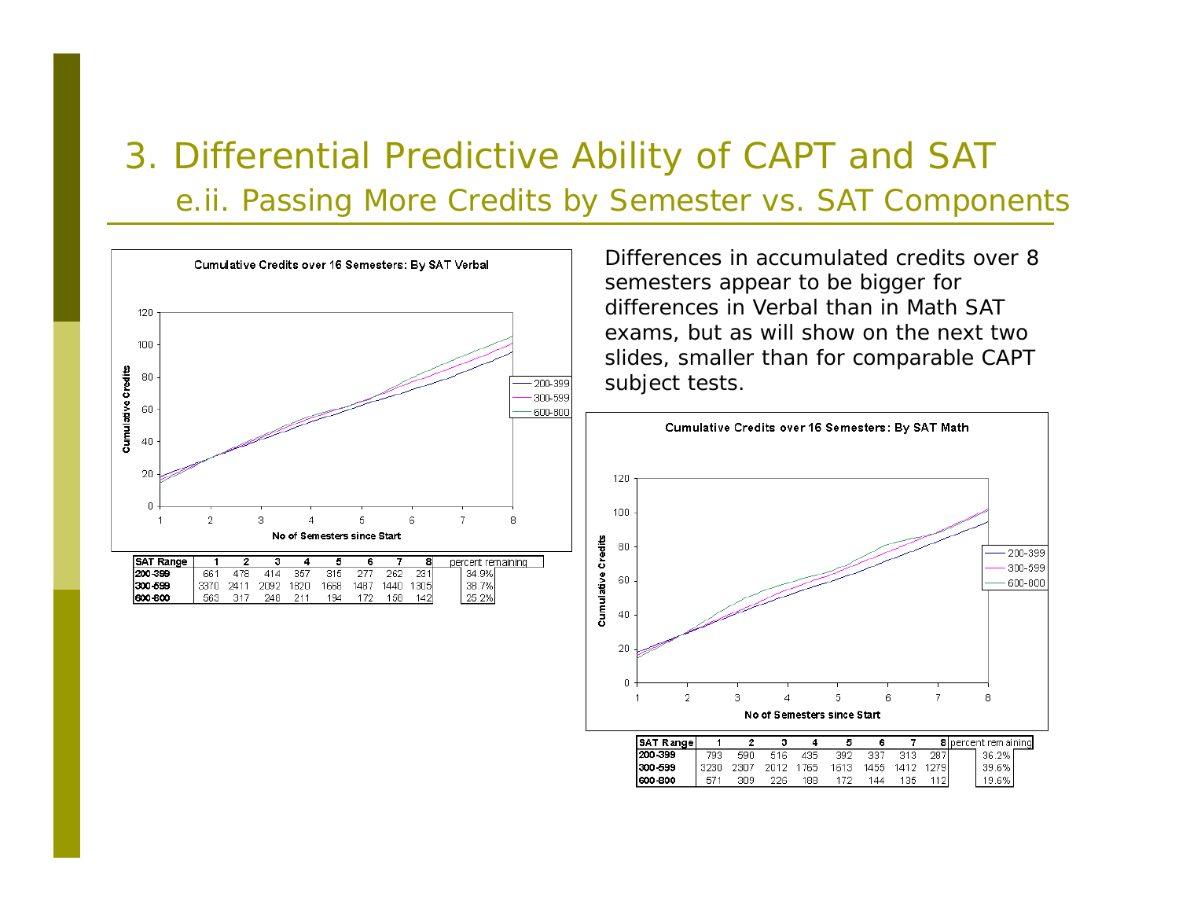# 3. Differential Predictive Ability of CAPT and SAT

## e.ii. Passing More Credits by Semester vs. SAT Components

Cumulative Credits over 16 Semesters: By SAT Verbal

| SAT Range | 1 | 2 | 3 | 4 | 5 | 6 | 7 | 8 | percent remaining |
|---|---|---|---|---|---|---|---|---|---|
| 200-399 | 661 | 478 | 414 | 357 | 315 | 277 | 262 | 231 | 34.9% |
| 300-599 | 3370 | 2411 | 2092 | 1820 | 1668 | 1487 | 1440 | 1305 | 38.7% |
| 600-800 | 563 | 317 | 248 | 211 | 194 | 172 | 158 | 142 | 25.2% |

Differences in accumulated credits over 8 semesters appear to be bigger for differences in Verbal than in Math SAT exams, but as will show on the next two slides, smaller than for comparable CAPT subject tests.

Cumulative Credits over 16 Semesters: By SAT Math

| SAT Range | 1 | 2 | 3 | 4 | 5 | 6 | 7 | 8 | percent remaining |
|---|---|---|---|---|---|---|---|---|---|
| 200-399 | 793 | 590 | 516 | 435 | 392 | 337 | 313 | 287 | 36.2% |
| 300-599 | 3230 | 2307 | 2012 | 1765 | 1613 | 1455 | 1412 | 1279 | 39.6% |
| 600-800 | 571 | 309 | 226 | 188 | 172 | 144 | 135 | 112 | 19.6% |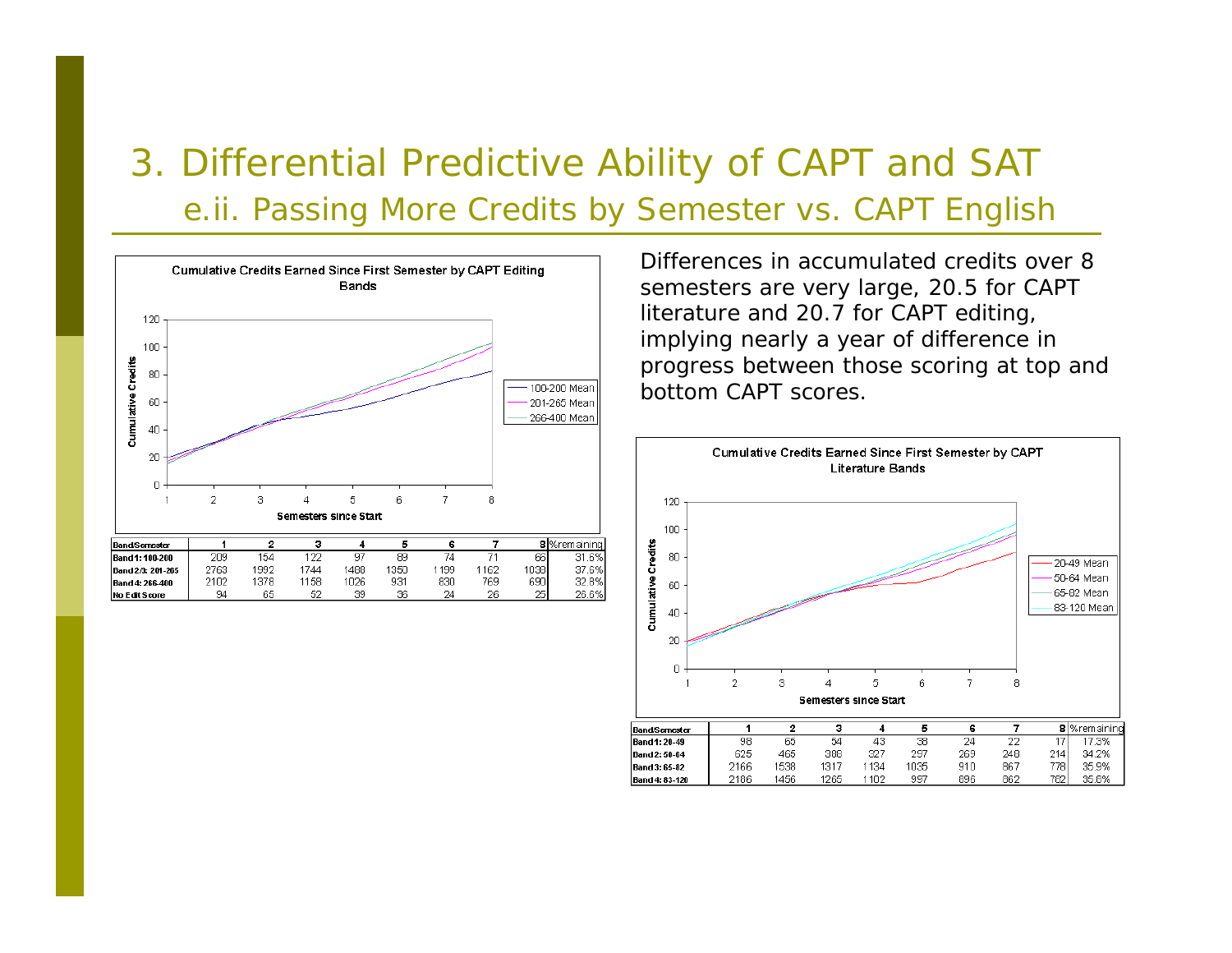# 3. Differential Predictive Ability of CAPT and SAT

## e.ii. Passing More Credits by Semester vs. CAPT English

Differences in accumulated credits over 8 semesters are very large, 20.5 for CAPT literature and 20.7 for CAPT editing, implying nearly a year of difference in progress between those scoring at top and bottom CAPT scores.

**Cumulative Credits Earned Since First Semester by CAPT Editing Bands**

| Band/Semester | 1 | 2 | 3 | 4 | 5 | 6 | 7 | 8 | %remaining |
|---|---|---|---|---|---|---|---|---|---|
| Band 1: 100-200 | 209 | 154 | 122 | 97 | 89 | 74 | 71 | 66 | 31.6% |
| Band 2/3: 201-265 | 2763 | 1992 | 1744 | 1488 | 1350 | 1199 | 1162 | 1038 | 37.6% |
| Band 4: 266-400 | 2102 | 1378 | 1158 | 1026 | 931 | 830 | 769 | 690 | 32.8% |
| No Edit Score | 94 | 65 | 52 | 39 | 36 | 24 | 26 | 25 | 26.6% |

**Cumulative Credits Earned Since First Semester by CAPT Literature Bands**

| Band/Semester | 1 | 2 | 3 | 4 | 5 | 6 | 7 | 8 | %remaining |
|---|---|---|---|---|---|---|---|---|---|
| Band 1: 20-49 | 98 | 65 | 54 | 43 | 38 | 24 | 22 | 17 | 17.3% |
| Band 2: 50-64 | 625 | 465 | 388 | 327 | 297 | 269 | 248 | 214 | 34.2% |
| Band 3: 65-82 | 2166 | 1538 | 1317 | 1134 | 1035 | 910 | 867 | 778 | 35.9% |
| Band 4: 83-120 | 2186 | 1456 | 1265 | 1102 | 997 | 896 | 862 | 782 | 35.8% |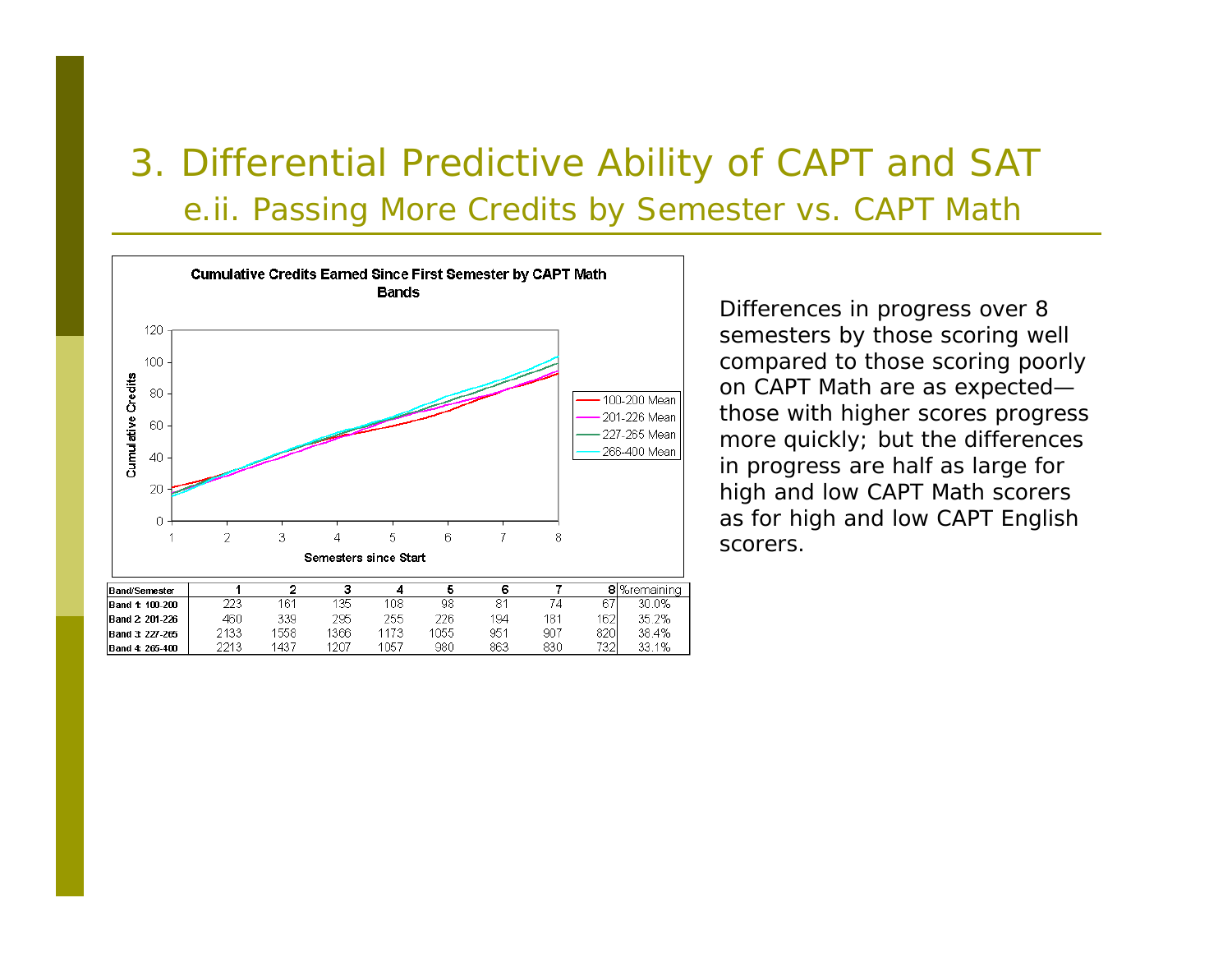# 3. Differential Predictive Ability of CAPT and SAT

## e.ii. Passing More Credits by Semester vs. CAPT Math

**Cumulative Credits Earned Since First Semester by CAPT Math Bands**

| Band/Semester | 1 | 2 | 3 | 4 | 5 | 6 | 7 | 8 | %remaining |
|---|---|---|---|---|---|---|---|---|---|
| Band 1: 100-200 | 223 | 161 | 135 | 108 | 98 | 81 | 74 | 67 | 30.0% |
| Band 2: 201-226 | 460 | 339 | 295 | 255 | 226 | 194 | 181 | 162 | 35.2% |
| Band 3: 227-265 | 2133 | 1558 | 1366 | 1173 | 1055 | 951 | 907 | 820 | 38.4% |
| Band 4: 265-400 | 2213 | 1437 | 1207 | 1057 | 980 | 863 | 830 | 732 | 33.1% |

Differences in progress over 8 semesters by those scoring well compared to those scoring poorly on CAPT Math are as expected—those with higher scores progress more quickly; but the differences in progress are half as large for high and low CAPT Math scorers as for high and low CAPT English scorers.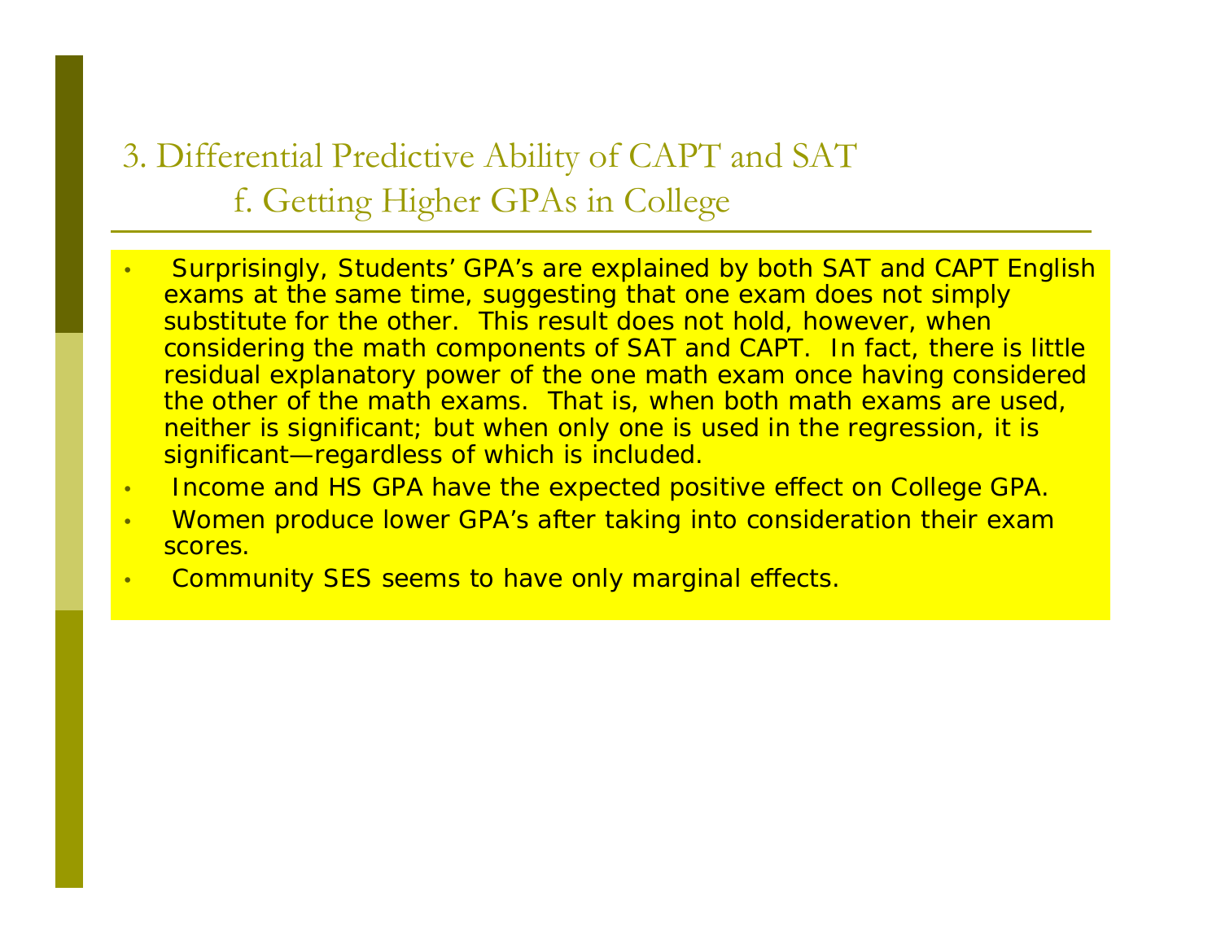# 3. Differential Predictive Ability of CAPT and SAT

## f. Getting Higher GPAs in College

- Surprisingly, Students' GPA's are explained by both SAT and CAPT English exams at the same time, suggesting that one exam does not simply substitute for the other. This result does not hold, however, when considering the math components of SAT and CAPT. In fact, there is little residual explanatory power of the one math exam once having considered the other of the math exams. That is, when both math exams are used, neither is significant; but when only one is used in the regression, it is significant—regardless of which is included.
- Income and HS GPA have the expected positive effect on College GPA.
- Women produce lower GPA's after taking into consideration their exam scores.
- Community SES seems to have only marginal effects.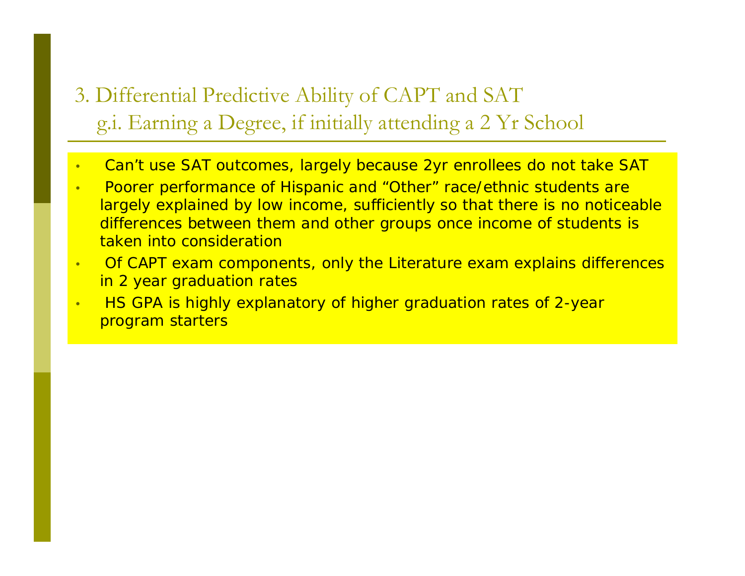## 3. Differential Predictive Ability of CAPT and SAT

### g.i. Earning a Degree, if initially attending a 2 Yr School

- Can't use SAT outcomes, largely because 2yr enrollees do not take SAT
- Poorer performance of Hispanic and "Other" race/ethnic students are largely explained by low income, sufficiently so that there is no noticeable differences between them and other groups once income of students is taken into consideration
- Of CAPT exam components, only the Literature exam explains differences in 2 year graduation rates
- HS GPA is highly explanatory of higher graduation rates of 2-year program starters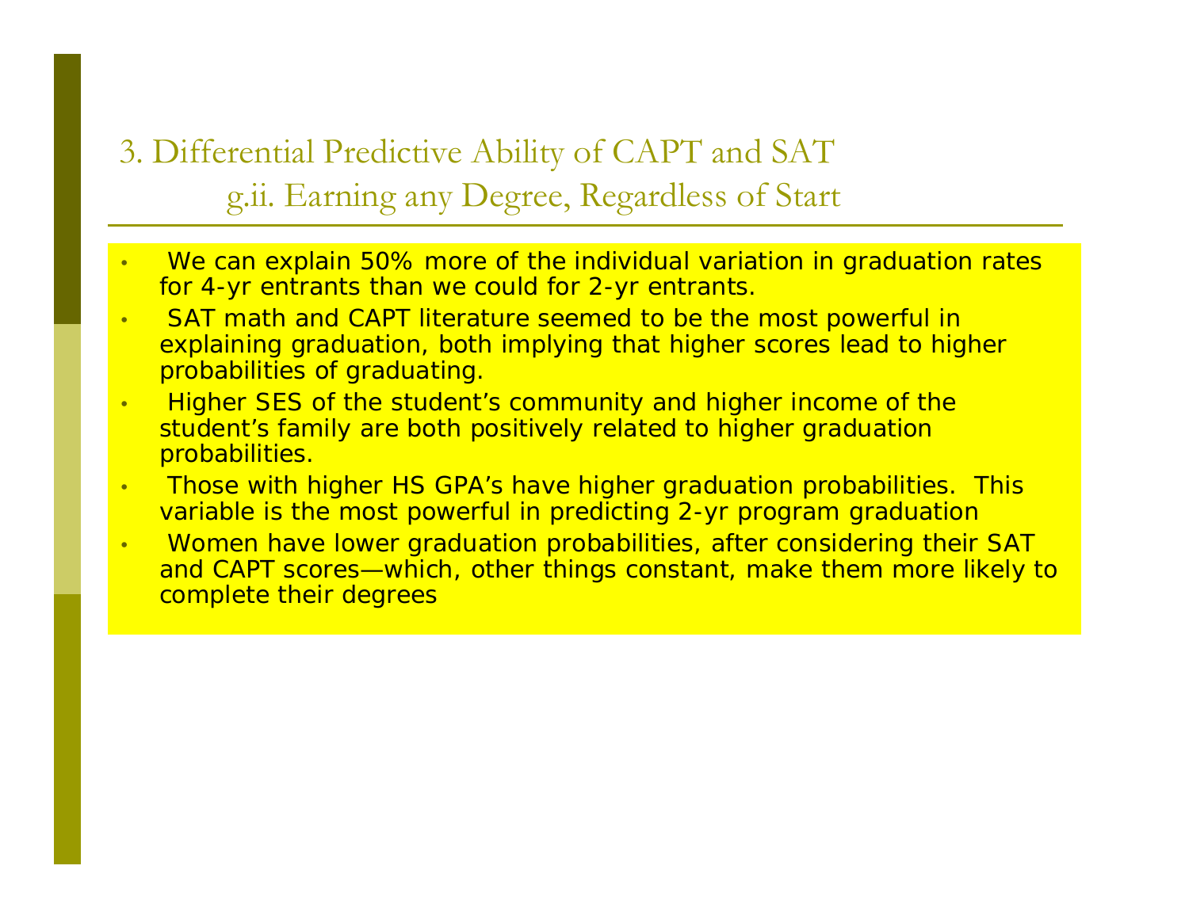## 3. Differential Predictive Ability of CAPT and SAT

### g.ii. Earning any Degree, Regardless of Start

- We can explain 50% more of the individual variation in graduation rates for 4-yr entrants than we could for 2-yr entrants.
- SAT math and CAPT literature seemed to be the most powerful in explaining graduation, both implying that higher scores lead to higher probabilities of graduating.
- Higher SES of the student's community and higher income of the student's family are both positively related to higher graduation probabilities.
- Those with higher HS GPA's have higher graduation probabilities. This variable is the most powerful in predicting 2-yr program graduation
- Women have lower graduation probabilities, after considering their SAT and CAPT scores—which, other things constant, make them more likely to complete their degrees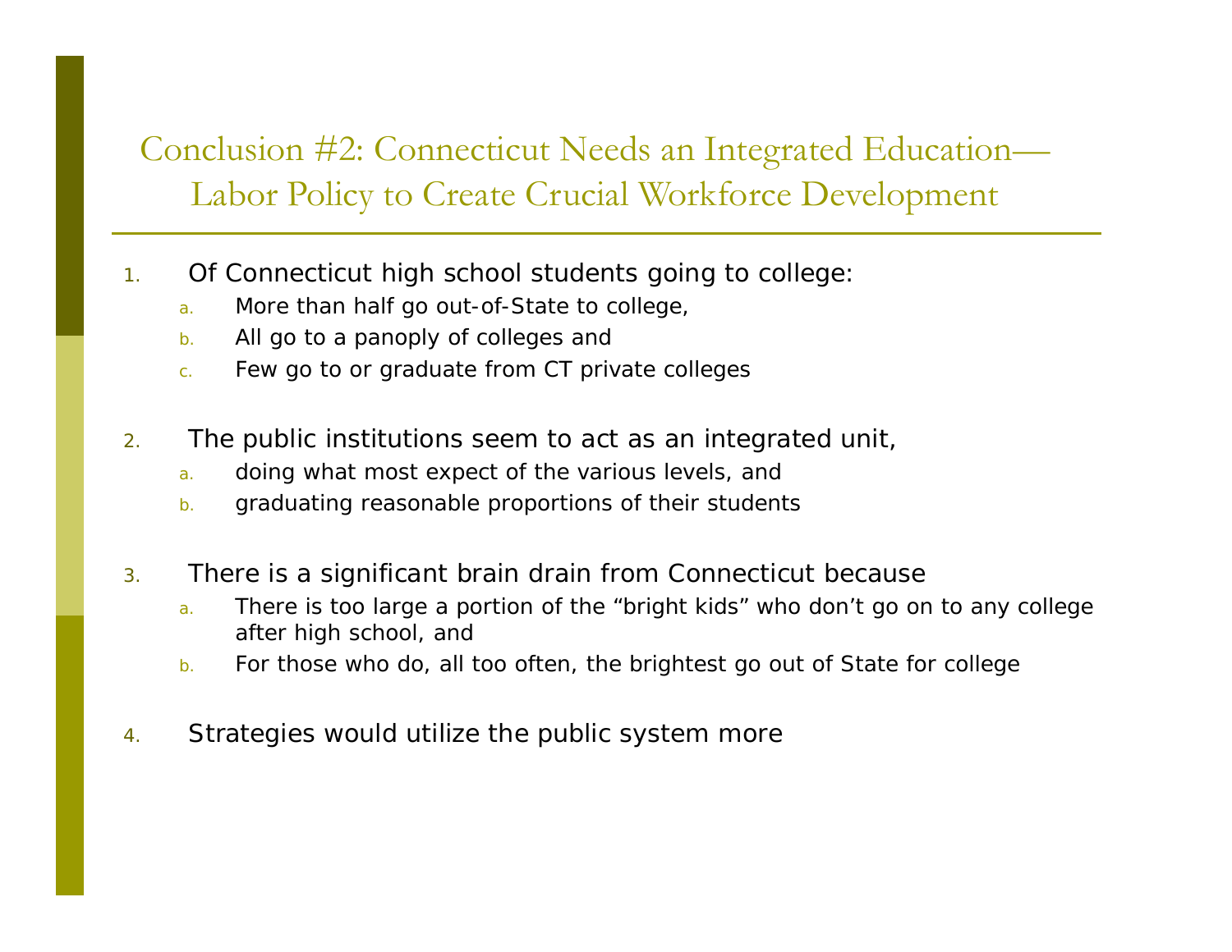# Conclusion #2: Connecticut Needs an Integrated Education—Labor Policy to Create Crucial Workforce Development

1. Of Connecticut high school students going to college:
   a. More than half go out-of-State to college,
   b. All go to a panoply of colleges and
   c. Few go to or graduate from CT private colleges

2. The public institutions seem to act as an integrated unit,
   a. doing what most expect of the various levels, and
   b. graduating reasonable proportions of their students

3. There is a significant brain drain from Connecticut because
   a. There is too large a portion of the "bright kids" who don't go on to any college after high school, and
   b. For those who do, all too often, the brightest go out of State for college

4. Strategies would utilize the public system more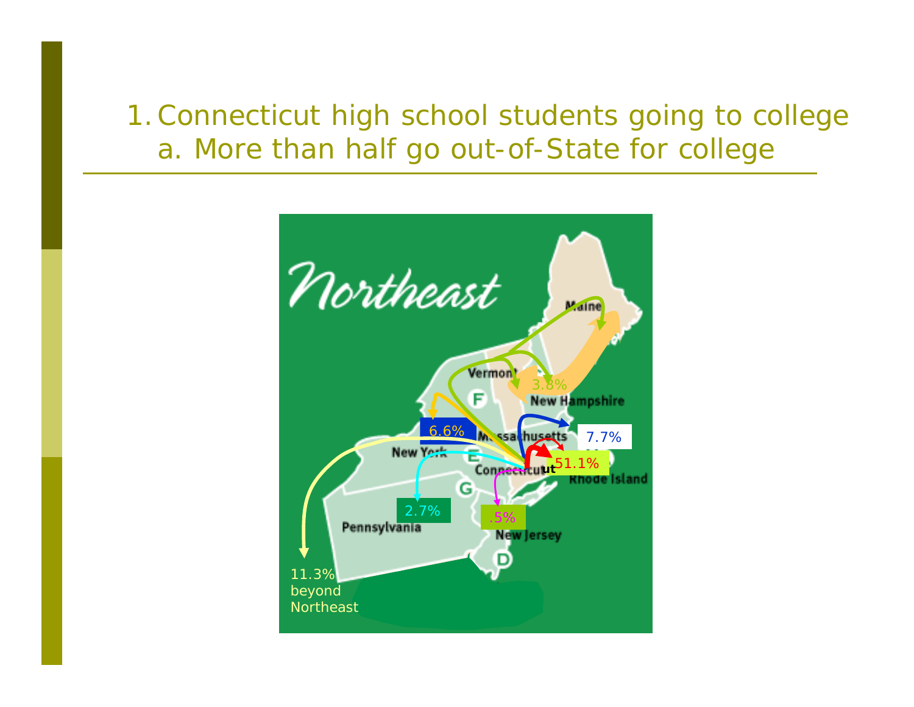1. Connecticut high school students going to college
   a. More than half go out-of-State for college

Northeast

Maine

Vermont

3.8%

New Hampshire

6.6%

Massachusetts

7.7%

New York

51.1%

Connecticut

Rhode Island

2.7%

.5%

Pennsylvania

New Jersey

11.3% beyond Northeast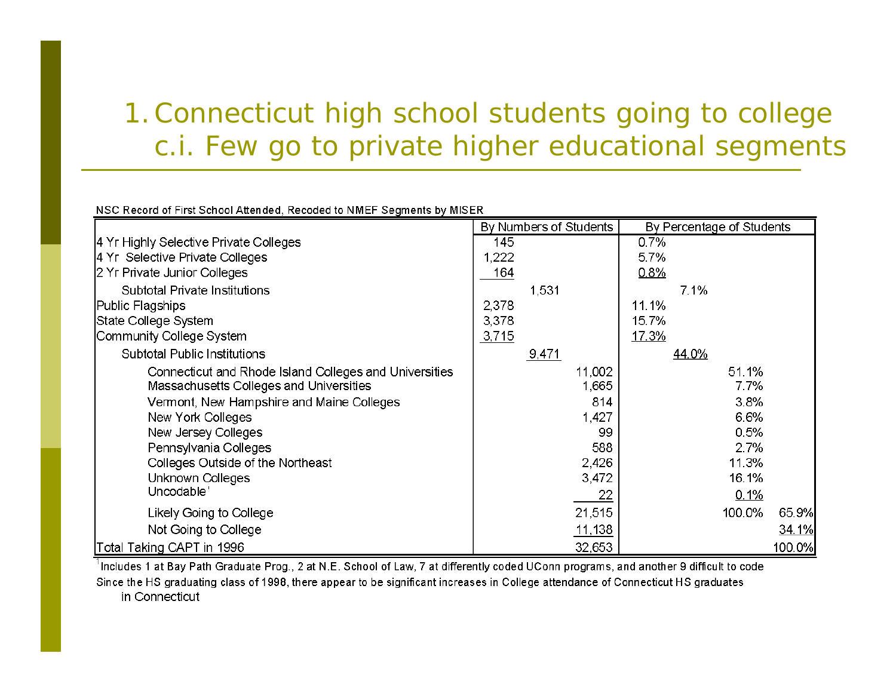# 1. Connecticut high school students going to college
## c.i. Few go to private higher educational segments

NSC Record of First School Attended, Recoded to NMEF Segments by MISER

| | By Numbers of Students | | | By Percentage of Students | | |
|---|---|---|---|---|---|---|
| 4 Yr Highly Selective Private Colleges | 145 | | | 0.7% | | |
| 4 Yr Selective Private Colleges | 1,222 | | | 5.7% | | |
| 2 Yr Private Junior Colleges | 164 | | | 0.8% | | |
| Subtotal Private Institutions | | 1,531 | | | 7.1% | |
| Public Flagships | 2,378 | | | 11.1% | | |
| State College System | 3,378 | | | 15.7% | | |
| Community College System | 3,715 | | | 17.3% | | |
| Subtotal Public Institutions | | 9,471 | | | 44.0% | |
| Connecticut and Rhode Island Colleges and Universities | | | 11,002 | | 51.1% | |
| Massachusetts Colleges and Universities | | | 1,665 | | 7.7% | |
| Vermont, New Hampshire and Maine Colleges | | | 814 | | 3.8% | |
| New York Colleges | | | 1,427 | | 6.6% | |
| New Jersey Colleges | | | 99 | | 0.5% | |
| Pennsylvania Colleges | | | 588 | | 2.7% | |
| Colleges Outside of the Northeast | | | 2,426 | | 11.3% | |
| Unknown Colleges | | | 3,472 | | 16.1% | |
| Uncodable[1] | | | 22 | | 0.1% | |
| Likely Going to College | | | 21,515 | | 100.0% | 65.9% |
| Not Going to College | | | 11,138 | | | 34.1% |
| Total Taking CAPT in 1996 | | | 32,653 | | | 100.0% |

[1] Includes 1 at Bay Path Graduate Prog., 2 at N.E. School of Law, 7 at differently coded UConn programs, and another 9 difficult to code

Since the HS graduating class of 1998, there appear to be significant increases in College attendance of Connecticut HS graduates in Connecticut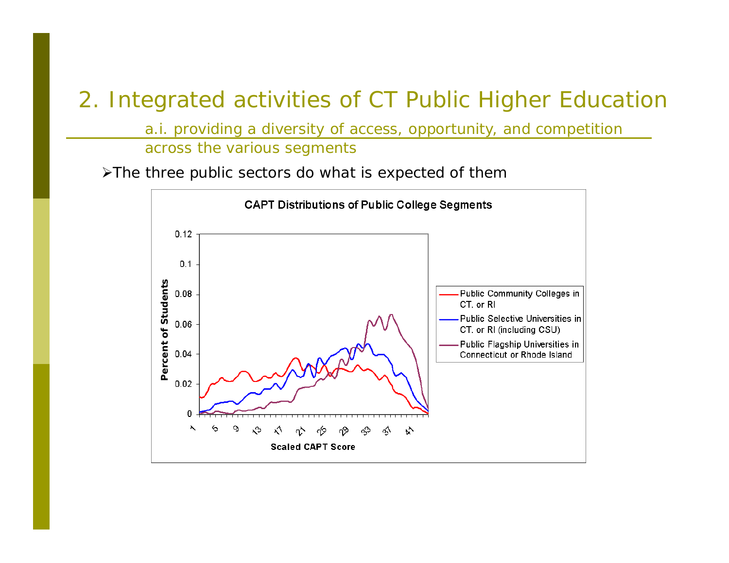# 2. Integrated activities of CT Public Higher Education

## a.i. providing a diversity of access, opportunity, and competition across the various segments

- The three public sectors do what is expected of them

**CAPT Distributions of Public College Segments**

Y-axis: Percent of Students (0 to 0.12)

X-axis: Scaled CAPT Score (1 to 41)

Legend:
- Public Community Colleges in CT. or RI
- Public Selective Universities in CT. or RI (including CSU)
- Public Flagship Universities in Connecticut or Rhode Island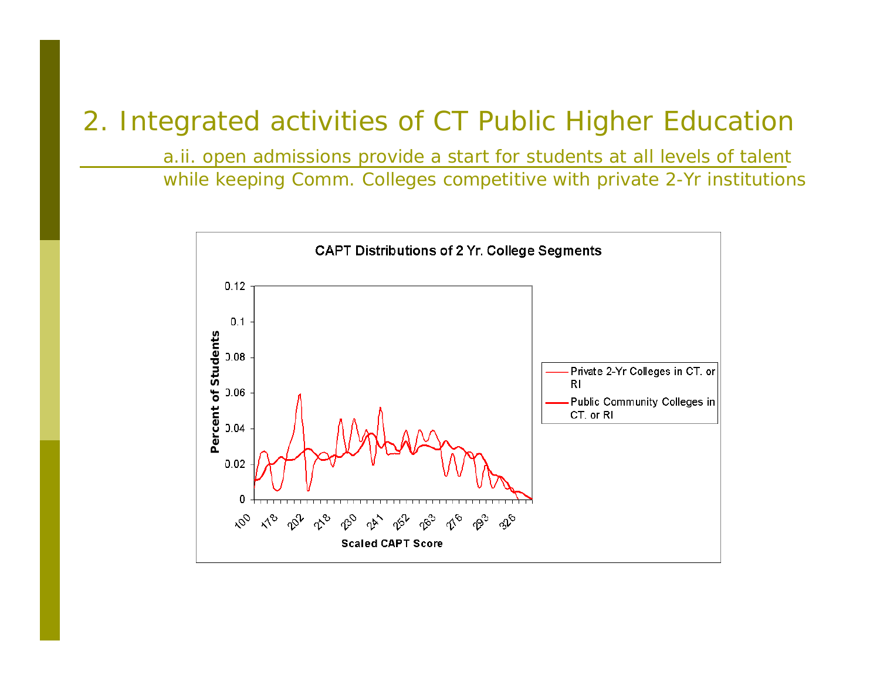## 2. Integrated activities of CT Public Higher Education

a.ii. open admissions provide a start for students at all levels of talent while keeping Comm. Colleges competitive with private 2-Yr institutions

**CAPT Distributions of 2 Yr. College Segments**

Percent of Students

Scaled CAPT Score

- Private 2-Yr Colleges in CT. or RI
- Public Community Colleges in CT. or RI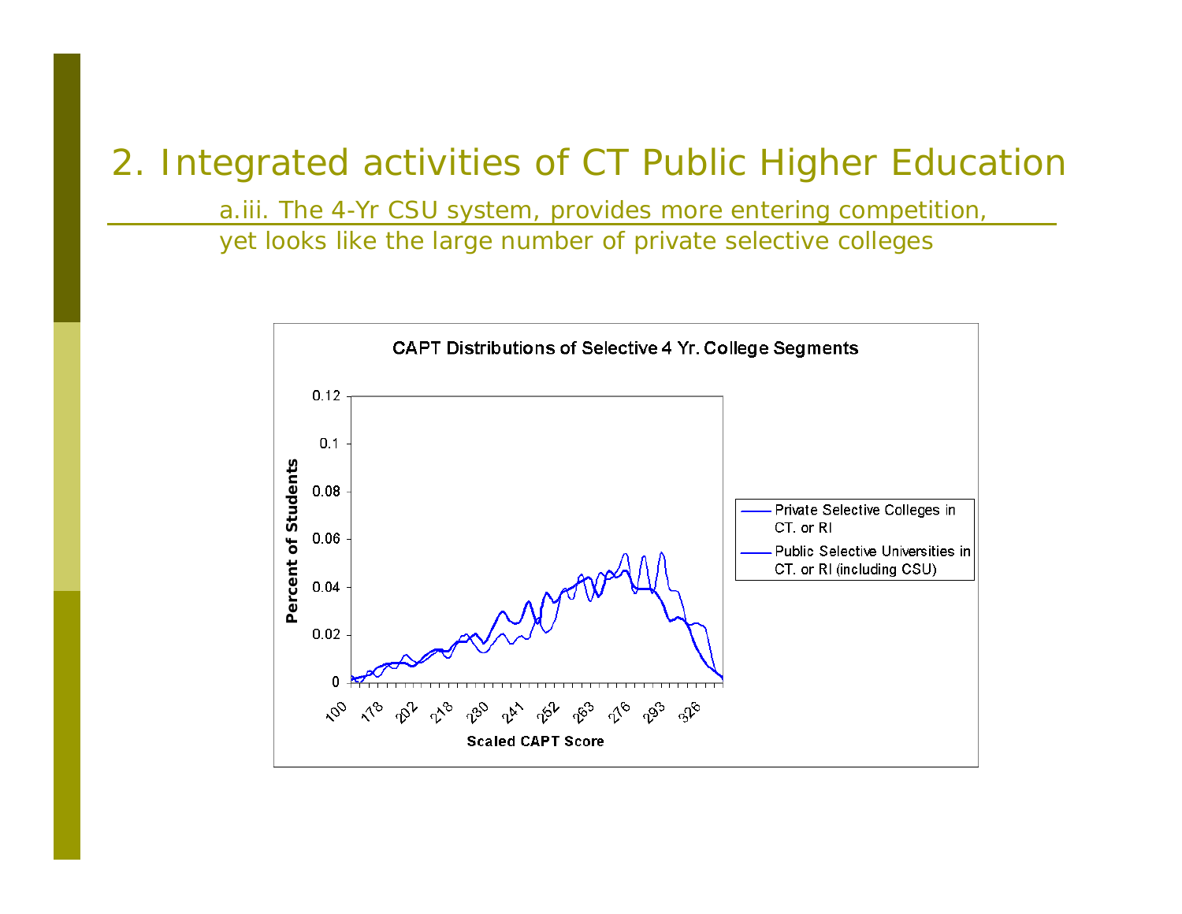# 2. Integrated activities of CT Public Higher Education

a.iii. The 4-Yr CSU system, provides more entering competition, yet looks like the large number of private selective colleges

**CAPT Distributions of Selective 4 Yr. College Segments**

Legend:
- Private Selective Colleges in CT. or RI
- Public Selective Universities in CT. or RI (including CSU)

Y-axis: Percent of Students (0, 0.02, 0.04, 0.06, 0.08, 0.1, 0.12)

X-axis: Scaled CAPT Score (100, 178, 202, 218, 230, 241, 252, 263, 276, 293, 326)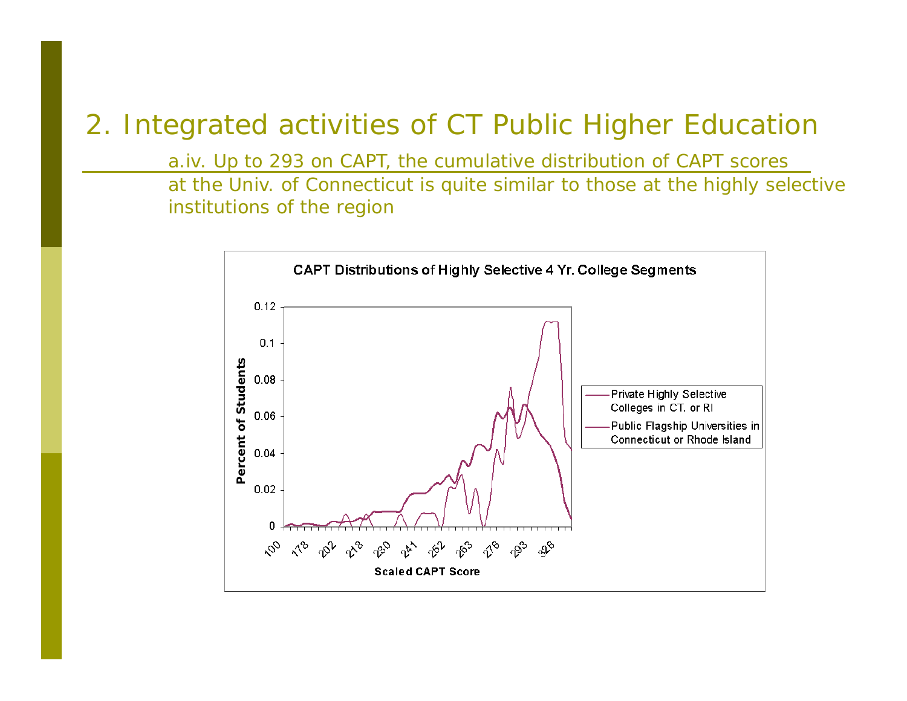# 2. Integrated activities of CT Public Higher Education

a.iv. Up to 293 on CAPT, the cumulative distribution of CAPT scores at the Univ. of Connecticut is quite similar to those at the highly selective institutions of the region

**CAPT Distributions of Highly Selective 4 Yr. College Segments**

Percent of Students: 0, 0.02, 0.04, 0.06, 0.08, 0.1, 0.12

Scaled CAPT Score: 100, 178, 202, 218, 230, 241, 252, 263, 276, 293, 326

- Private Highly Selective Colleges in CT. or RI
- Public Flagship Universities in Connecticut or Rhode Island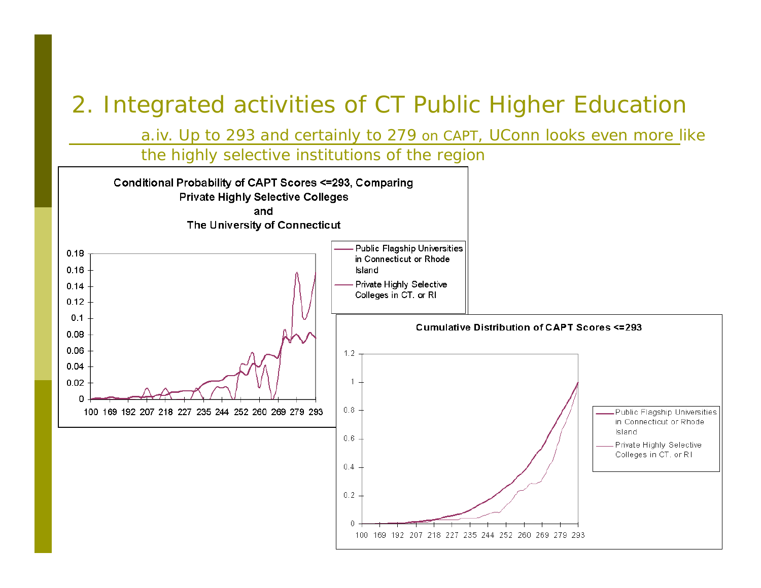# 2. Integrated activities of CT Public Higher Education

a.iv. Up to 293 and certainly to 279 on CAPT, UConn looks even more like the highly selective institutions of the region

**Conditional Probability of CAPT Scores <=293, Comparing Private Highly Selective Colleges and The University of Connecticut**

- Public Flagship Universities in Connecticut or Rhode Island
- Private Highly Selective Colleges in CT. or RI

**Cumulative Distribution of CAPT Scores <=293**

- Public Flagship Universities in Connecticut or Rhode Island
- Private Highly Selective Colleges in CT. or RI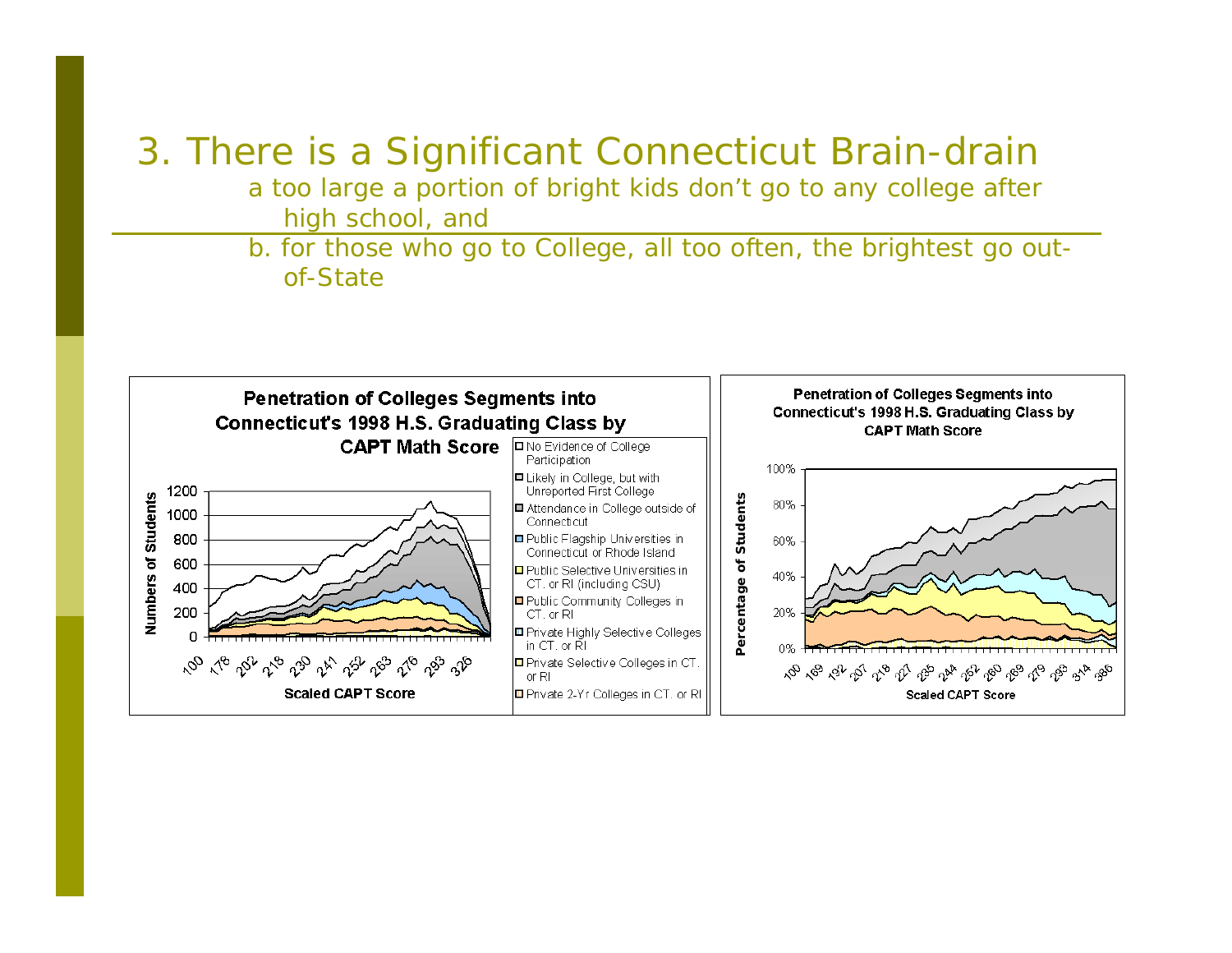# 3. There is a Significant Connecticut Brain-drain

a too large a portion of bright kids don't go to any college after high school, and

b. for those who go to College, all too often, the brightest go out-of-State

**Penetration of Colleges Segments into Connecticut's 1998 H.S. Graduating Class by CAPT Math Score**

- No Evidence of College Participation
- Likely in College, but with Unreported First College
- Attendance in College outside of Connecticut
- Public Flagship Universities in Connecticut or Rhode Island
- Public Selective Universities in CT. or RI (including CSU)
- Public Community Colleges in CT. or RI
- Private Highly Selective Colleges in CT. or RI
- Private Selective Colleges in CT. or RI
- Private 2-Yr Colleges in CT. or RI

**Penetration of Colleges Segments into Connecticut's 1998 H.S. Graduating Class by CAPT Math Score**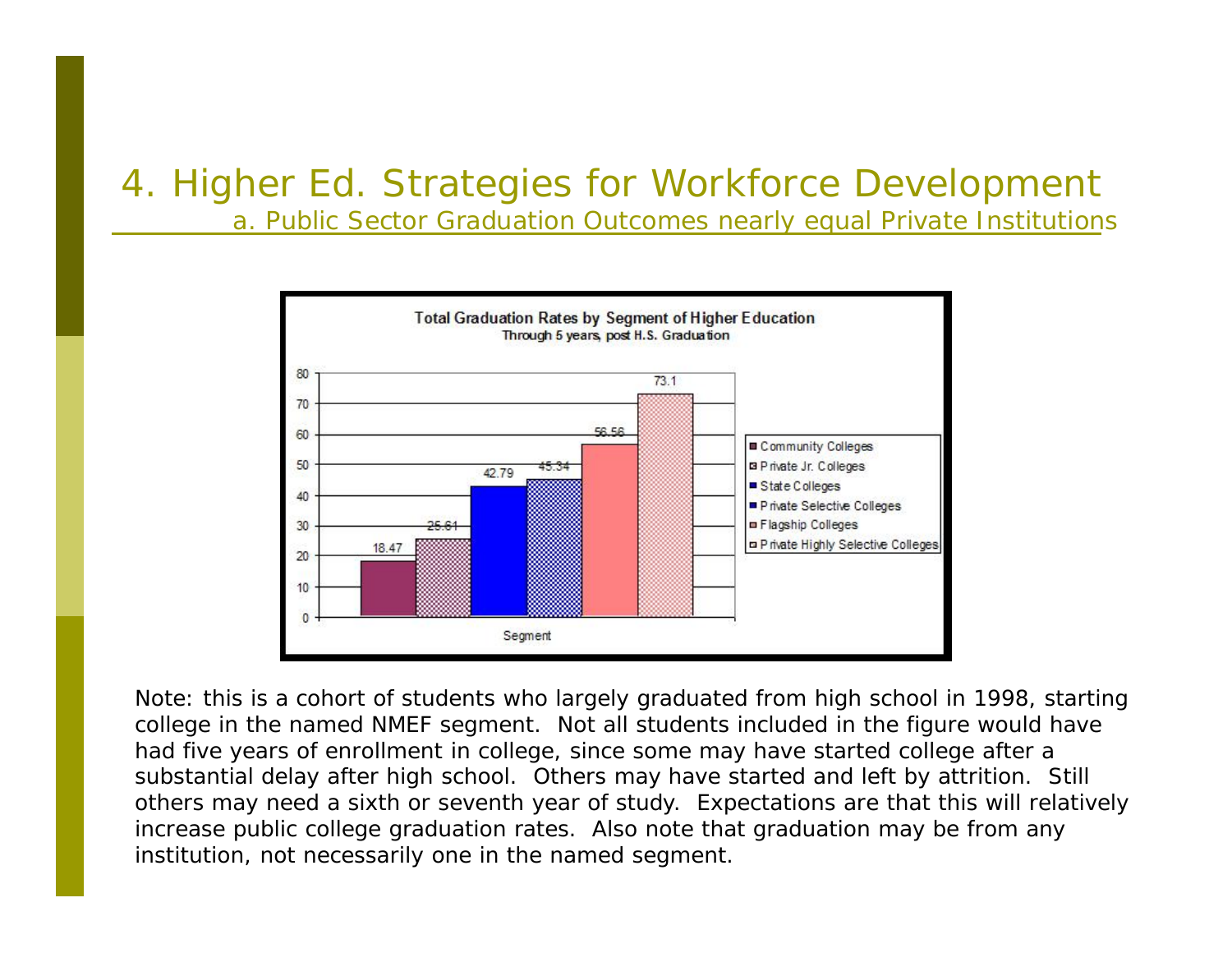# 4. Higher Ed. Strategies for Workforce Development

## a. Public Sector Graduation Outcomes nearly equal Private Institutions

**Total Graduation Rates by Segment of Higher Education**
Through 5 years, post H.S. Graduation

| Segment | Graduation Rate |
|---|---|
| Community Colleges | 18.47 |
| Private Jr. Colleges | 25.61 |
| State Colleges | 42.79 |
| Private Selective Colleges | 45.34 |
| Flagship Colleges | 56.56 |
| Private Highly Selective Colleges | 73.1 |

Note: this is a cohort of students who largely graduated from high school in 1998, starting college in the named NMEF segment. Not all students included in the figure would have had five years of enrollment in college, since some may have started college after a substantial delay after high school. Others may have started and left by attrition. Still others may need a sixth or seventh year of study. Expectations are that this will relatively increase public college graduation rates. Also note that graduation may be from any institution, not necessarily one in the named segment.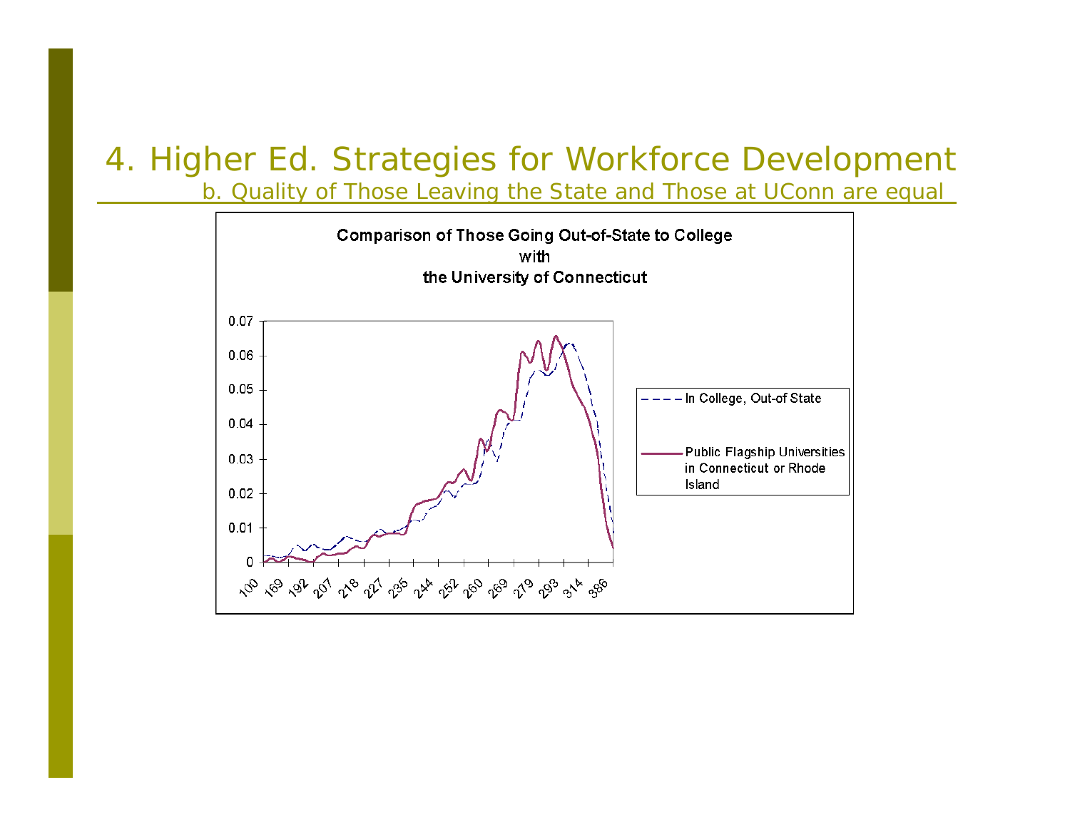# 4. Higher Ed. Strategies for Workforce Development

## b. Quality of Those Leaving the State and Those at UConn are equal

**Comparison of Those Going Out-of-State to College with the University of Connecticut**

Y-axis: 0, 0.01, 0.02, 0.03, 0.04, 0.05, 0.06, 0.07

X-axis: 100, 169, 192, 207, 218, 227, 235, 244, 252, 260, 269, 279, 293, 314, 386

Legend:
- In College, Out-of State
- Public Flagship Universities in Connecticut or Rhode Island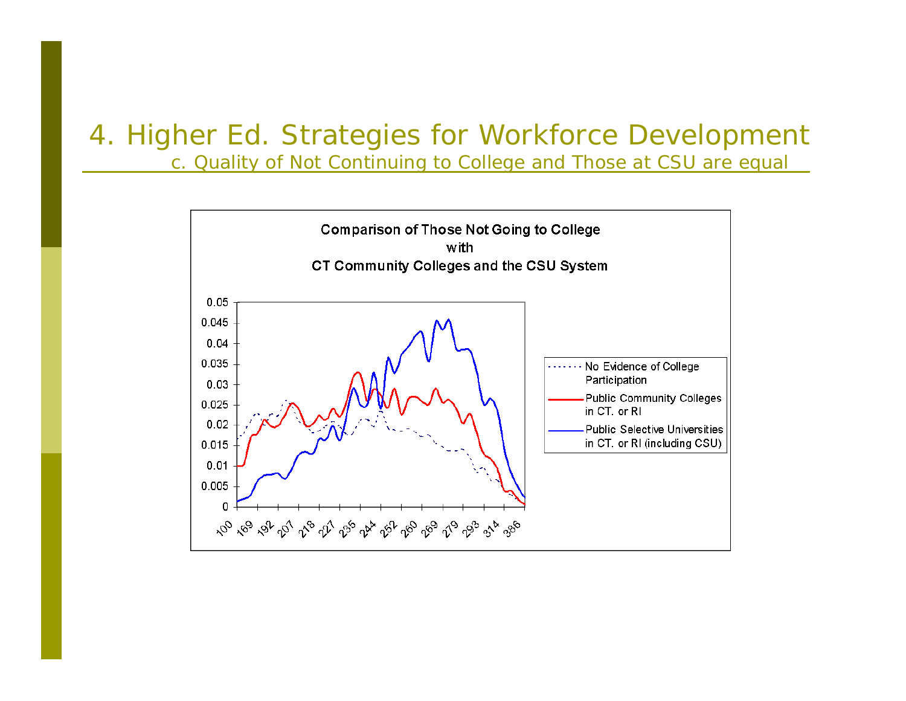# 4. Higher Ed. Strategies for Workforce Development

c. Quality of Not Continuing to College and Those at CSU are equal

**Comparison of Those Not Going to College with CT Community Colleges and the CSU System**

Legend:
- No Evidence of College Participation
- Public Community Colleges in CT. or RI
- Public Selective Universities in CT. or RI (including CSU)

Y-axis: 0, 0.005, 0.01, 0.015, 0.02, 0.025, 0.03, 0.035, 0.04, 0.045, 0.05

X-axis: 100, 169, 192, 207, 218, 227, 235, 244, 252, 260, 269, 279, 293, 314, 386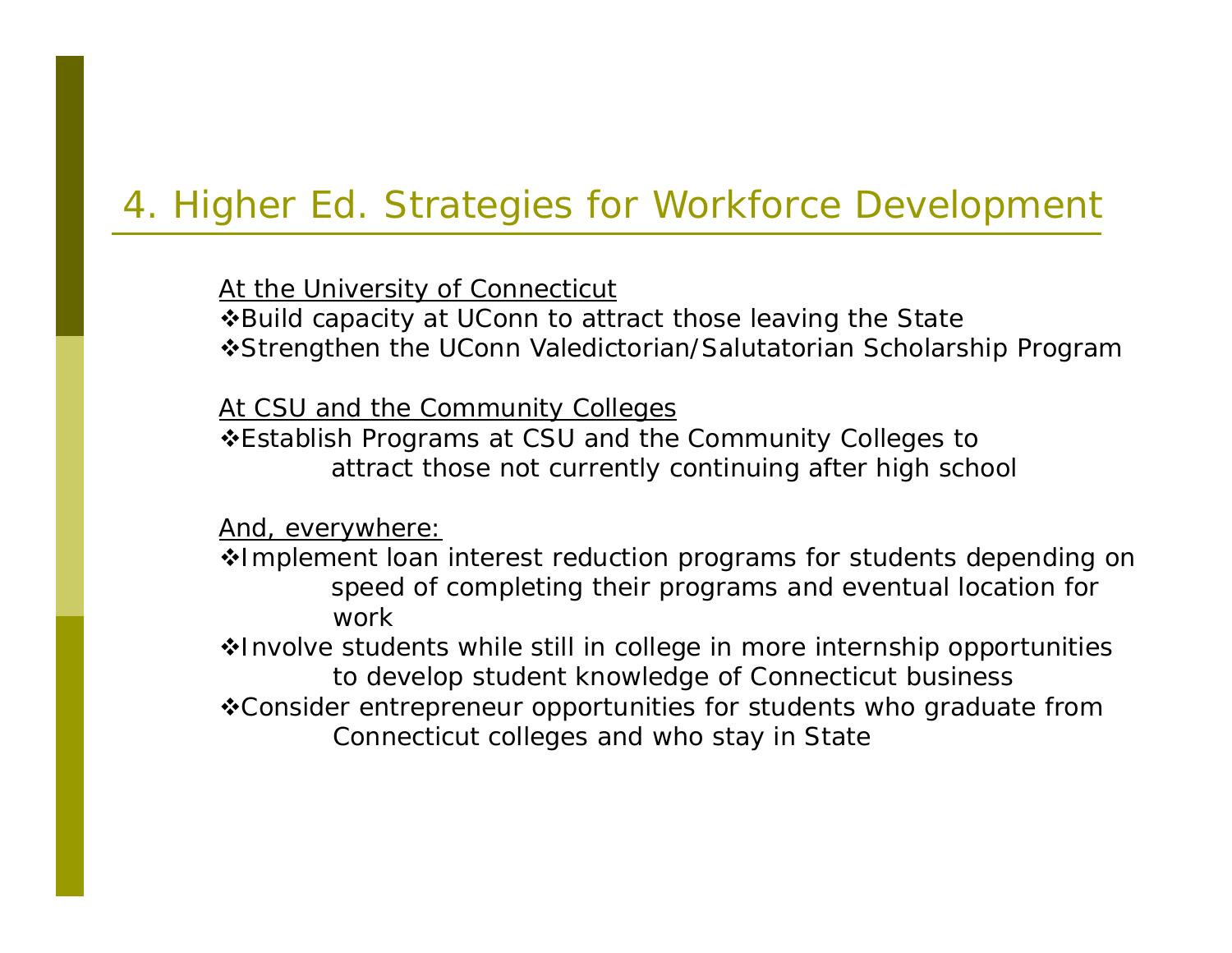# 4. Higher Ed. Strategies for Workforce Development

At the University of Connecticut

- Build capacity at UConn to attract those leaving the State
- Strengthen the UConn Valedictorian/Salutatorian Scholarship Program

At CSU and the Community Colleges

- Establish Programs at CSU and the Community Colleges to attract those not currently continuing after high school

And, everywhere:

- Implement loan interest reduction programs for students depending on speed of completing their programs and eventual location for work
- Involve students while still in college in more internship opportunities to develop student knowledge of Connecticut business
- Consider entrepreneur opportunities for students who graduate from Connecticut colleges and who stay in State